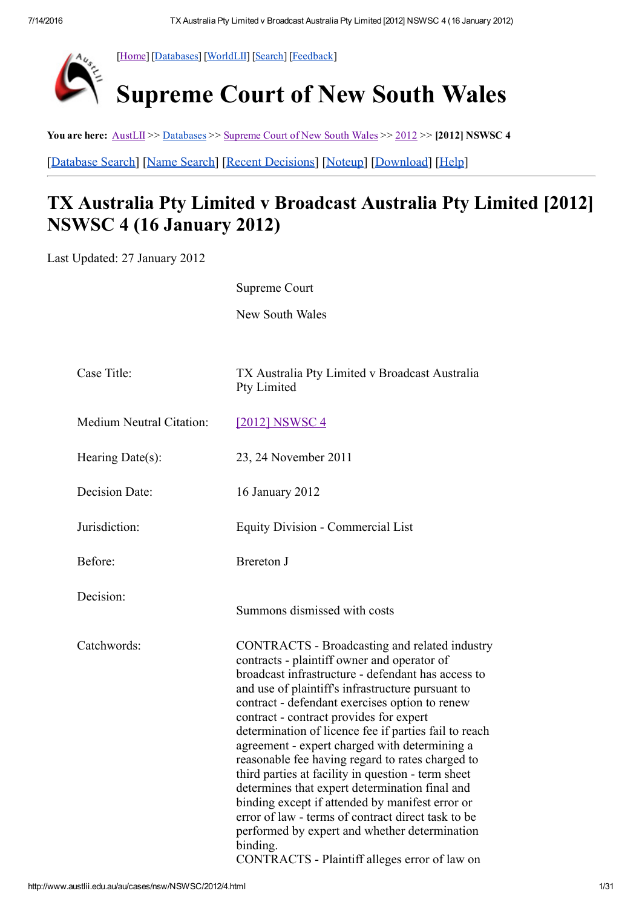[Home] [Databases] [WorldLII] [Search] [Feedback]

# Supreme Court of New South Wales

**You are here:** AustLII >> Databases >> Supreme Court of New South Wales >> 2012 >> **[2012] NSWSC 4**

[Database Search] [Name Search] [Recent Decisions] [Noteup] [Download] [Help]

## TX Australia Pty Limited v Broadcast Australia Pty Limited [2012] NSWSC 4 (16 January 2012)

Last Updated: 27 January 2012

Supreme Court

New South Wales

| | |
|---|---|
| Case Title: | TX Australia Pty Limited v Broadcast Australia Pty Limited |
| Medium Neutral Citation: | [2012] NSWSC 4 |
| Hearing Date(s): | 23, 24 November 2011 |
| Decision Date: | 16 January 2012 |
| Jurisdiction: | Equity Division - Commercial List |
| Before: | Brereton J |
| Decision: | Summons dismissed with costs |
| Catchwords: | CONTRACTS - Broadcasting and related industry contracts - plaintiff owner and operator of broadcast infrastructure - defendant has access to and use of plaintiff's infrastructure pursuant to contract - defendant exercises option to renew contract - contract provides for expert determination of licence fee if parties fail to reach agreement - expert charged with determining a reasonable fee having regard to rates charged to third parties at facility in question - term sheet determines that expert determination final and binding except if attended by manifest error or error of law - terms of contract direct task to be performed by expert and whether determination binding.<br>CONTRACTS - Plaintiff alleges error of law on |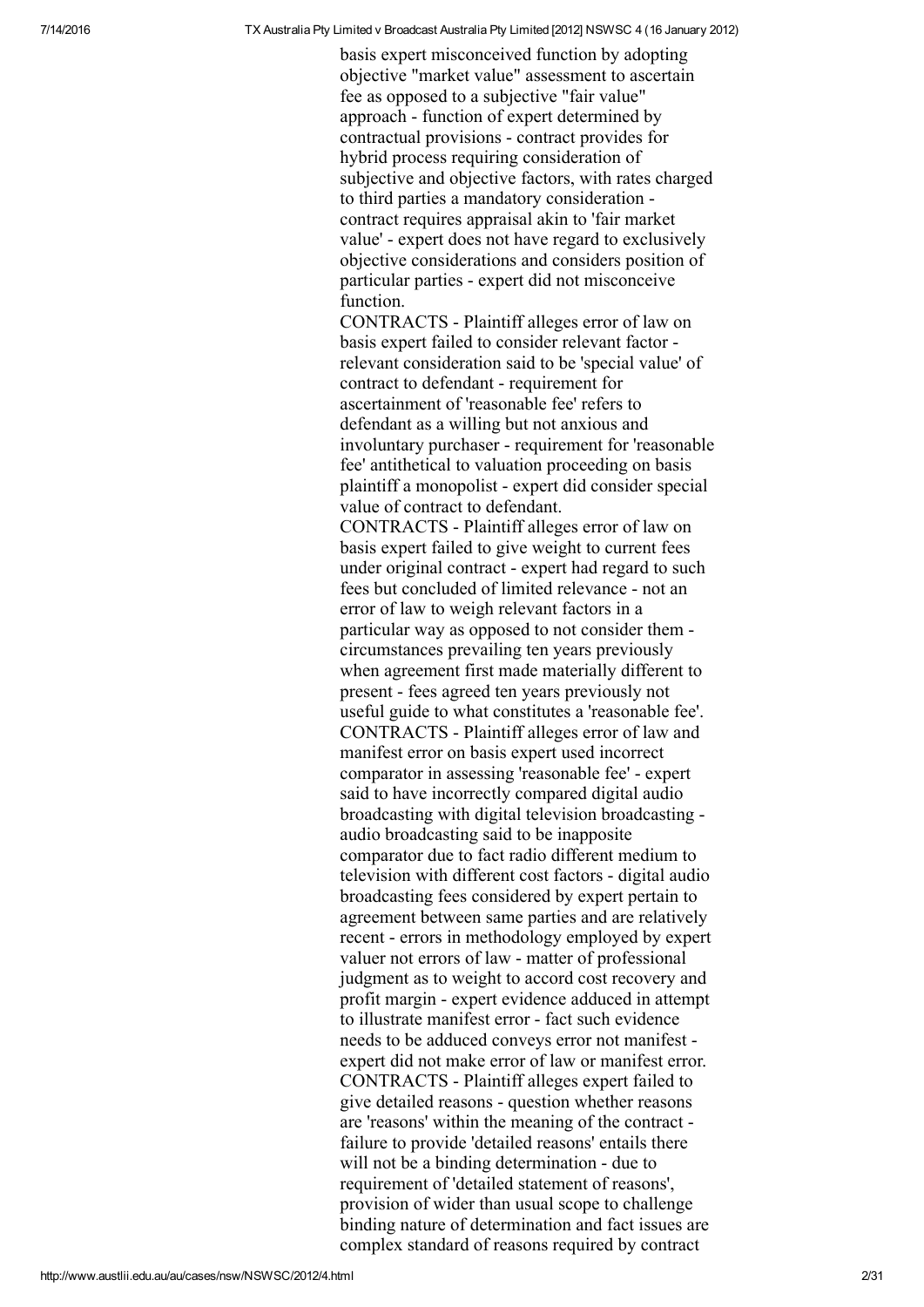basis expert misconceived function by adopting objective "market value" assessment to ascertain fee as opposed to a subjective "fair value" approach - function of expert determined by contractual provisions - contract provides for hybrid process requiring consideration of subjective and objective factors, with rates charged to third parties a mandatory consideration - contract requires appraisal akin to 'fair market value' - expert does not have regard to exclusively objective considerations and considers position of particular parties - expert did not misconceive function.

CONTRACTS - Plaintiff alleges error of law on basis expert failed to consider relevant factor - relevant consideration said to be 'special value' of contract to defendant - requirement for ascertainment of 'reasonable fee' refers to defendant as a willing but not anxious and involuntary purchaser - requirement for 'reasonable fee' antithetical to valuation proceeding on basis plaintiff a monopolist - expert did consider special value of contract to defendant.

CONTRACTS - Plaintiff alleges error of law on basis expert failed to give weight to current fees under original contract - expert had regard to such fees but concluded of limited relevance - not an error of law to weigh relevant factors in a particular way as opposed to not consider them - circumstances prevailing ten years previously when agreement first made materially different to present - fees agreed ten years previously not useful guide to what constitutes a 'reasonable fee'.

CONTRACTS - Plaintiff alleges error of law and manifest error on basis expert used incorrect comparator in assessing 'reasonable fee' - expert said to have incorrectly compared digital audio broadcasting with digital television broadcasting - audio broadcasting said to be inapposite comparator due to fact radio different medium to television with different cost factors - digital audio broadcasting fees considered by expert pertain to agreement between same parties and are relatively recent - errors in methodology employed by expert valuer not errors of law - matter of professional judgment as to weight to accord cost recovery and profit margin - expert evidence adduced in attempt to illustrate manifest error - fact such evidence needs to be adduced conveys error not manifest - expert did not make error of law or manifest error.

CONTRACTS - Plaintiff alleges expert failed to give detailed reasons - question whether reasons are 'reasons' within the meaning of the contract - failure to provide 'detailed reasons' entails there will not be a binding determination - due to requirement of 'detailed statement of reasons', provision of wider than usual scope to challenge binding nature of determination and fact issues are complex standard of reasons required by contract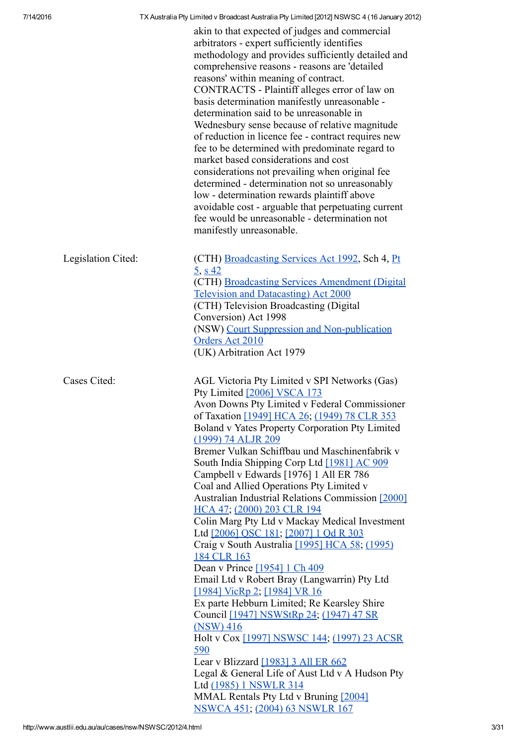akin to that expected of judges and commercial arbitrators - expert sufficiently identifies methodology and provides sufficiently detailed and comprehensive reasons - reasons are 'detailed reasons' within meaning of contract.
CONTRACTS - Plaintiff alleges error of law on basis determination manifestly unreasonable - determination said to be unreasonable in Wednesbury sense because of relative magnitude of reduction in licence fee - contract requires new fee to be determined with predominate regard to market based considerations and cost considerations not prevailing when original fee determined - determination not so unreasonably low - determination rewards plaintiff above avoidable cost - arguable that perpetuating current fee would be unreasonable - determination not manifestly unreasonable.

| | |
|---|---|
| Legislation Cited: | (CTH) Broadcasting Services Act 1992, Sch 4, Pt 5, s 42<br>(CTH) Broadcasting Services Amendment (Digital Television and Datacasting) Act 2000<br>(CTH) Television Broadcasting (Digital Conversion) Act 1998<br>(NSW) Court Suppression and Non-publication Orders Act 2010<br>(UK) Arbitration Act 1979 |
| Cases Cited: | AGL Victoria Pty Limited v SPI Networks (Gas) Pty Limited [2006] VSCA 173<br>Avon Downs Pty Limited v Federal Commissioner of Taxation [1949] HCA 26; (1949) 78 CLR 353<br>Boland v Yates Property Corporation Pty Limited (1999) 74 ALJR 209<br>Bremer Vulkan Schiffbau und Maschinenfabrik v South India Shipping Corp Ltd [1981] AC 909<br>Campbell v Edwards [1976] 1 All ER 786<br>Coal and Allied Operations Pty Limited v Australian Industrial Relations Commission [2000] HCA 47; (2000) 203 CLR 194<br>Colin Marg Pty Ltd v Mackay Medical Investment Ltd [2006] QSC 181; [2007] 1 Qd R 303<br>Craig v South Australia [1995] HCA 58; (1995) 184 CLR 163<br>Dean v Prince [1954] 1 Ch 409<br>Email Ltd v Robert Bray (Langwarrin) Pty Ltd [1984] VicRp 2; [1984] VR 16<br>Ex parte Hebburn Limited; Re Kearsley Shire Council [1947] NSWStRp 24; (1947) 47 SR (NSW) 416<br>Holt v Cox [1997] NSWSC 144; (1997) 23 ACSR 590<br>Lear v Blizzard [1983] 3 All ER 662<br>Legal & General Life of Aust Ltd v A Hudson Pty Ltd (1985) 1 NSWLR 314<br>MMAL Rentals Pty Ltd v Bruning [2004] NSWCA 451; (2004) 63 NSWLR 167 |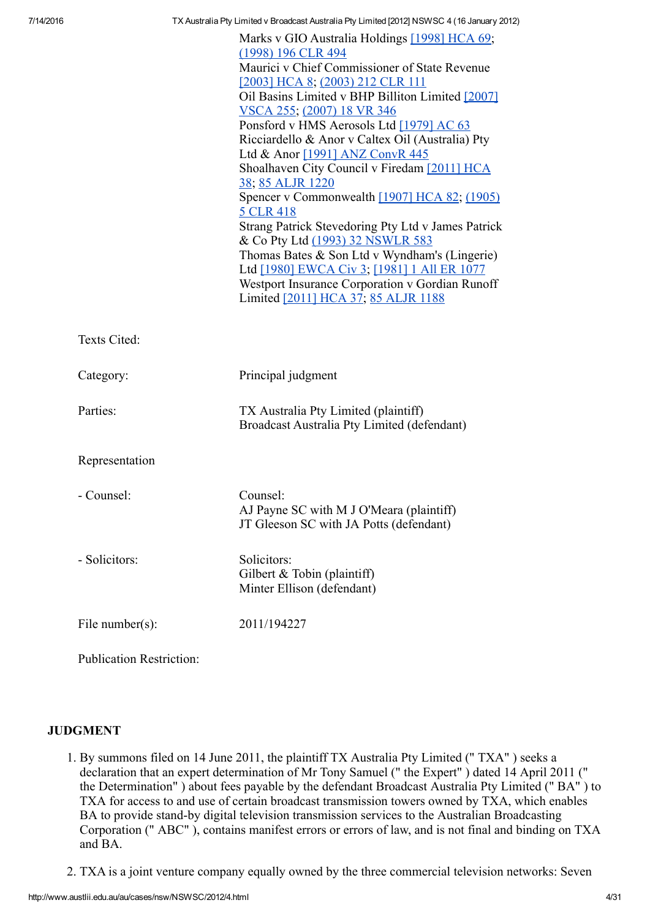Marks v GIO Australia Holdings [1998] HCA 69; (1998) 196 CLR 494
Mauricí v Chief Commissioner of State Revenue [2003] HCA 8; (2003) 212 CLR 111
Oil Basins Limited v BHP Billiton Limited [2007] VSCA 255; (2007) 18 VR 346
Ponsford v HMS Aerosols Ltd [1979] AC 63
Ricciardello & Anor v Caltex Oil (Australia) Pty Ltd & Anor [1991] ANZ ConvR 445
Shoalhaven City Council v Firedam [2011] HCA 38; 85 ALJR 1220
Spencer v Commonwealth [1907] HCA 82; (1905) 5 CLR 418
Strang Patrick Stevedoring Pty Ltd v James Patrick & Co Pty Ltd (1993) 32 NSWLR 583
Thomas Bates & Son Ltd v Wyndham's (Lingerie) Ltd [1980] EWCA Civ 3; [1981] 1 All ER 1077
Westport Insurance Corporation v Gordian Runoff Limited [2011] HCA 37; 85 ALJR 1188

| | |
|---|---|
| Texts Cited: | |
| Category: | Principal judgment |
| Parties: | TX Australia Pty Limited (plaintiff)<br>Broadcast Australia Pty Limited (defendant) |
| Representation | |
| - Counsel: | Counsel:<br>AJ Payne SC with M J O'Meara (plaintiff)<br>JT Gleeson SC with JA Potts (defendant) |
| - Solicitors: | Solicitors:<br>Gilbert & Tobin (plaintiff)<br>Minter Ellison (defendant) |
| File number(s): | 2011/194227 |
| Publication Restriction: | |

## JUDGMENT

1. By summons filed on 14 June 2011, the plaintiff TX Australia Pty Limited (" TXA" ) seeks a declaration that an expert determination of Mr Tony Samuel (" the Expert" ) dated 14 April 2011 (" the Determination" ) about fees payable by the defendant Broadcast Australia Pty Limited (" BA" ) to TXA for access to and use of certain broadcast transmission towers owned by TXA, which enables BA to provide stand-by digital television transmission services to the Australian Broadcasting Corporation (" ABC" ), contains manifest errors or errors of law, and is not final and binding on TXA and BA.

2. TXA is a joint venture company equally owned by the three commercial television networks: Seven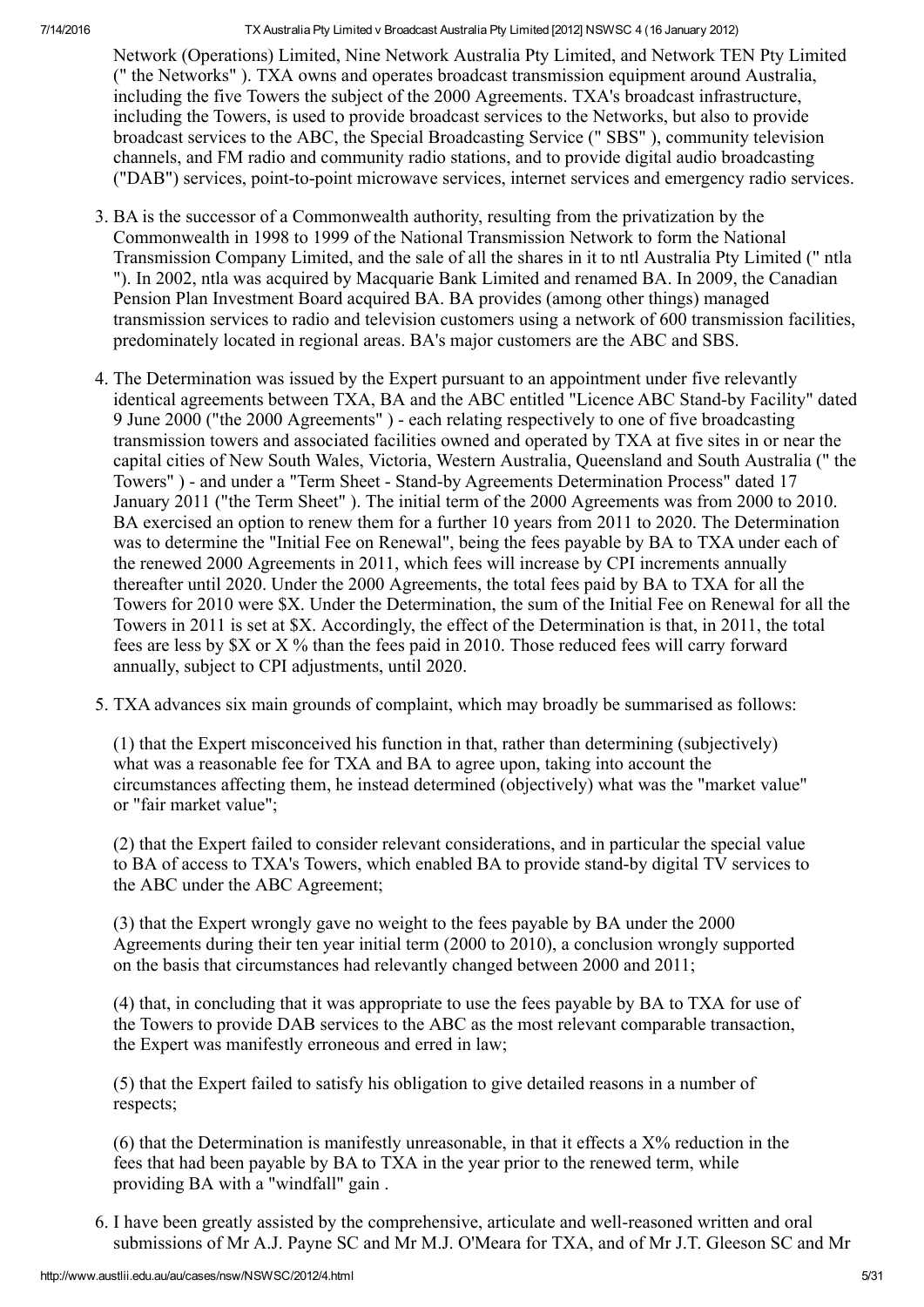Network (Operations) Limited, Nine Network Australia Pty Limited, and Network TEN Pty Limited (" the Networks" ). TXA owns and operates broadcast transmission equipment around Australia, including the five Towers the subject of the 2000 Agreements. TXA's broadcast infrastructure, including the Towers, is used to provide broadcast services to the Networks, but also to provide broadcast services to the ABC, the Special Broadcasting Service (" SBS" ), community television channels, and FM radio and community radio stations, and to provide digital audio broadcasting ("DAB") services, point-to-point microwave services, internet services and emergency radio services.

3. BA is the successor of a Commonwealth authority, resulting from the privatization by the Commonwealth in 1998 to 1999 of the National Transmission Network to form the National Transmission Company Limited, and the sale of all the shares in it to ntl Australia Pty Limited (" ntla "). In 2002, ntla was acquired by Macquarie Bank Limited and renamed BA. In 2009, the Canadian Pension Plan Investment Board acquired BA. BA provides (among other things) managed transmission services to radio and television customers using a network of 600 transmission facilities, predominately located in regional areas. BA's major customers are the ABC and SBS.

4. The Determination was issued by the Expert pursuant to an appointment under five relevantly identical agreements between TXA, BA and the ABC entitled "Licence ABC Stand-by Facility" dated 9 June 2000 ("the 2000 Agreements" ) - each relating respectively to one of five broadcasting transmission towers and associated facilities owned and operated by TXA at five sites in or near the capital cities of New South Wales, Victoria, Western Australia, Queensland and South Australia (" the Towers" ) - and under a "Term Sheet - Stand-by Agreements Determination Process" dated 17 January 2011 ("the Term Sheet" ). The initial term of the 2000 Agreements was from 2000 to 2010. BA exercised an option to renew them for a further 10 years from 2011 to 2020. The Determination was to determine the "Initial Fee on Renewal", being the fees payable by BA to TXA under each of the renewed 2000 Agreements in 2011, which fees will increase by CPI increments annually thereafter until 2020. Under the 2000 Agreements, the total fees paid by BA to TXA for all the Towers for 2010 were $X. Under the Determination, the sum of the Initial Fee on Renewal for all the Towers in 2011 is set at $X. Accordingly, the effect of the Determination is that, in 2011, the total fees are less by $X or X % than the fees paid in 2010. Those reduced fees will carry forward annually, subject to CPI adjustments, until 2020.

5. TXA advances six main grounds of complaint, which may broadly be summarised as follows:

   (1) that the Expert misconceived his function in that, rather than determining (subjectively) what was a reasonable fee for TXA and BA to agree upon, taking into account the circumstances affecting them, he instead determined (objectively) what was the "market value" or "fair market value";

   (2) that the Expert failed to consider relevant considerations, and in particular the special value to BA of access to TXA's Towers, which enabled BA to provide stand-by digital TV services to the ABC under the ABC Agreement;

   (3) that the Expert wrongly gave no weight to the fees payable by BA under the 2000 Agreements during their ten year initial term (2000 to 2010), a conclusion wrongly supported on the basis that circumstances had relevantly changed between 2000 and 2011;

   (4) that, in concluding that it was appropriate to use the fees payable by BA to TXA for use of the Towers to provide DAB services to the ABC as the most relevant comparable transaction, the Expert was manifestly erroneous and erred in law;

   (5) that the Expert failed to satisfy his obligation to give detailed reasons in a number of respects;

   (6) that the Determination is manifestly unreasonable, in that it effects a X% reduction in the fees that had been payable by BA to TXA in the year prior to the renewed term, while providing BA with a "windfall" gain .

6. I have been greatly assisted by the comprehensive, articulate and well-reasoned written and oral submissions of Mr A.J. Payne SC and Mr M.J. O'Meara for TXA, and of Mr J.T. Gleeson SC and Mr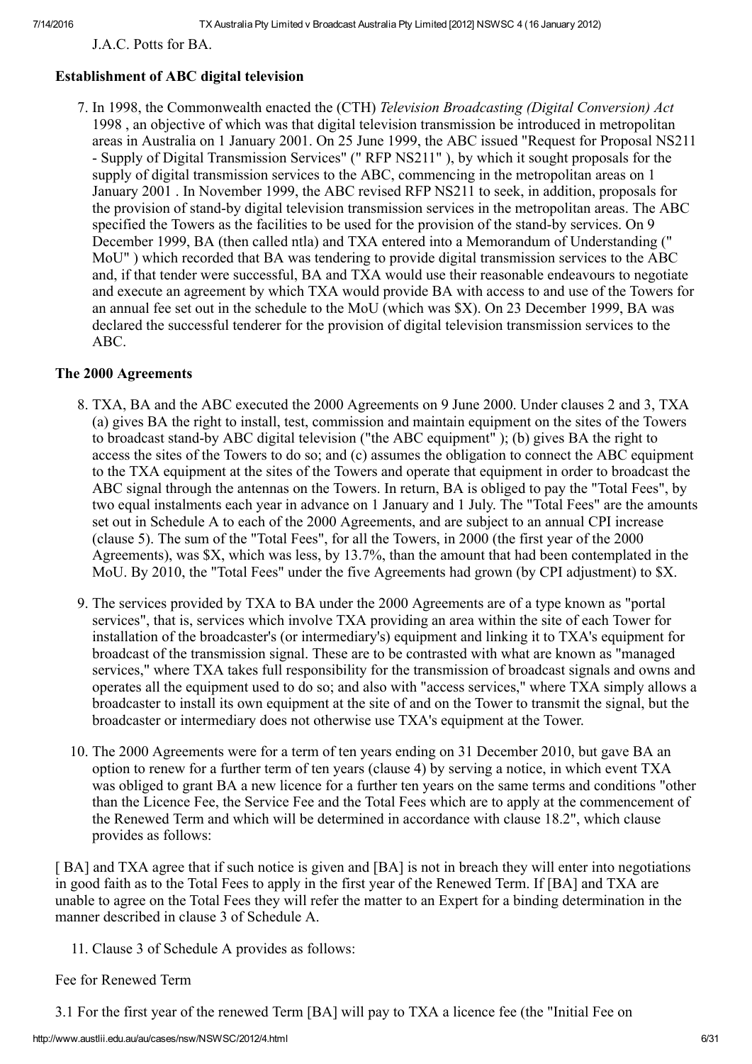J.A.C. Potts for BA.

**Establishment of ABC digital television**

7. In 1998, the Commonwealth enacted the (CTH) *Television Broadcasting (Digital Conversion) Act* 1998 , an objective of which was that digital television transmission be introduced in metropolitan areas in Australia on 1 January 2001. On 25 June 1999, the ABC issued "Request for Proposal NS211 - Supply of Digital Transmission Services" (" RFP NS211" ), by which it sought proposals for the supply of digital transmission services to the ABC, commencing in the metropolitan areas on 1 January 2001 . In November 1999, the ABC revised RFP NS211 to seek, in addition, proposals for the provision of stand-by digital television transmission services in the metropolitan areas. The ABC specified the Towers as the facilities to be used for the provision of the stand-by services. On 9 December 1999, BA (then called ntla) and TXA entered into a Memorandum of Understanding (" MoU" ) which recorded that BA was tendering to provide digital transmission services to the ABC and, if that tender were successful, BA and TXA would use their reasonable endeavours to negotiate and execute an agreement by which TXA would provide BA with access to and use of the Towers for an annual fee set out in the schedule to the MoU (which was $X). On 23 December 1999, BA was declared the successful tenderer for the provision of digital television transmission services to the ABC.

**The 2000 Agreements**

8. TXA, BA and the ABC executed the 2000 Agreements on 9 June 2000. Under clauses 2 and 3, TXA (a) gives BA the right to install, test, commission and maintain equipment on the sites of the Towers to broadcast stand-by ABC digital television ("the ABC equipment" ); (b) gives BA the right to access the sites of the Towers to do so; and (c) assumes the obligation to connect the ABC equipment to the TXA equipment at the sites of the Towers and operate that equipment in order to broadcast the ABC signal through the antennas on the Towers. In return, BA is obliged to pay the "Total Fees", by two equal instalments each year in advance on 1 January and 1 July. The "Total Fees" are the amounts set out in Schedule A to each of the 2000 Agreements, and are subject to an annual CPI increase (clause 5). The sum of the "Total Fees", for all the Towers, in 2000 (the first year of the 2000 Agreements), was $X, which was less, by 13.7%, than the amount that had been contemplated in the MoU. By 2010, the "Total Fees" under the five Agreements had grown (by CPI adjustment) to $X.

9. The services provided by TXA to BA under the 2000 Agreements are of a type known as "portal services", that is, services which involve TXA providing an area within the site of each Tower for installation of the broadcaster's (or intermediary's) equipment and linking it to TXA's equipment for broadcast of the transmission signal. These are to be contrasted with what are known as "managed services," where TXA takes full responsibility for the transmission of broadcast signals and owns and operates all the equipment used to do so; and also with "access services," where TXA simply allows a broadcaster to install its own equipment at the site of and on the Tower to transmit the signal, but the broadcaster or intermediary does not otherwise use TXA's equipment at the Tower.

10. The 2000 Agreements were for a term of ten years ending on 31 December 2010, but gave BA an option to renew for a further term of ten years (clause 4) by serving a notice, in which event TXA was obliged to grant BA a new licence for a further ten years on the same terms and conditions "other than the Licence Fee, the Service Fee and the Total Fees which are to apply at the commencement of the Renewed Term and which will be determined in accordance with clause 18.2", which clause provides as follows:

[ BA] and TXA agree that if such notice is given and [BA] is not in breach they will enter into negotiations in good faith as to the Total Fees to apply in the first year of the Renewed Term. If [BA] and TXA are unable to agree on the Total Fees they will refer the matter to an Expert for a binding determination in the manner described in clause 3 of Schedule A.

11. Clause 3 of Schedule A provides as follows:

Fee for Renewed Term

3.1 For the first year of the renewed Term [BA] will pay to TXA a licence fee (the "Initial Fee on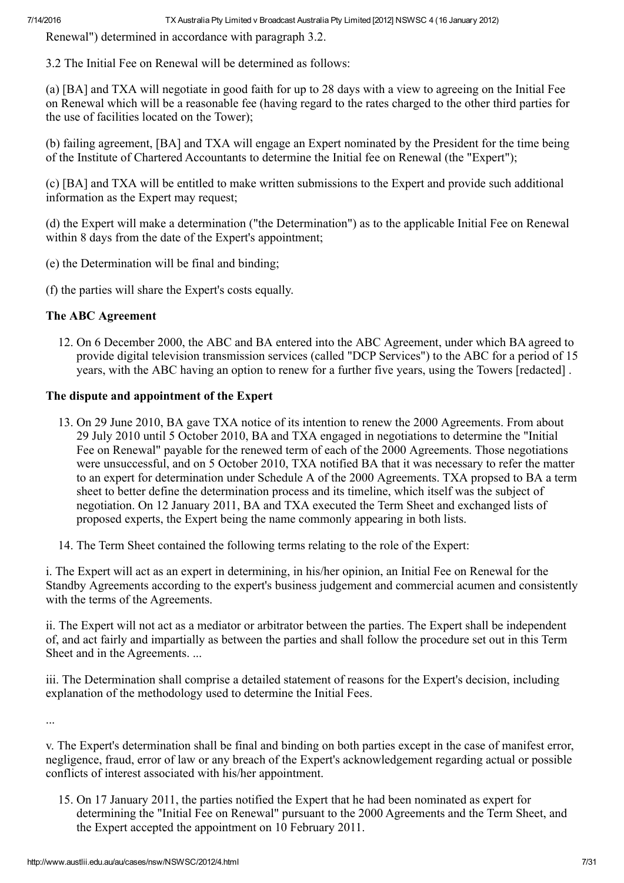Renewal") determined in accordance with paragraph 3.2.

3.2 The Initial Fee on Renewal will be determined as follows:

(a) [BA] and TXA will negotiate in good faith for up to 28 days with a view to agreeing on the Initial Fee on Renewal which will be a reasonable fee (having regard to the rates charged to the other third parties for the use of facilities located on the Tower);

(b) failing agreement, [BA] and TXA will engage an Expert nominated by the President for the time being of the Institute of Chartered Accountants to determine the Initial fee on Renewal (the "Expert");

(c) [BA] and TXA will be entitled to make written submissions to the Expert and provide such additional information as the Expert may request;

(d) the Expert will make a determination ("the Determination") as to the applicable Initial Fee on Renewal within 8 days from the date of the Expert's appointment;

(e) the Determination will be final and binding;

(f) the parties will share the Expert's costs equally.

### The ABC Agreement

12. On 6 December 2000, the ABC and BA entered into the ABC Agreement, under which BA agreed to provide digital television transmission services (called "DCP Services") to the ABC for a period of 15 years, with the ABC having an option to renew for a further five years, using the Towers [redacted] .

### The dispute and appointment of the Expert

13. On 29 June 2010, BA gave TXA notice of its intention to renew the 2000 Agreements. From about 29 July 2010 until 5 October 2010, BA and TXA engaged in negotiations to determine the "Initial Fee on Renewal" payable for the renewed term of each of the 2000 Agreements. Those negotiations were unsuccessful, and on 5 October 2010, TXA notified BA that it was necessary to refer the matter to an expert for determination under Schedule A of the 2000 Agreements. TXA propsed to BA a term sheet to better define the determination process and its timeline, which itself was the subject of negotiation. On 12 January 2011, BA and TXA executed the Term Sheet and exchanged lists of proposed experts, the Expert being the name commonly appearing in both lists.

14. The Term Sheet contained the following terms relating to the role of the Expert:

i. The Expert will act as an expert in determining, in his/her opinion, an Initial Fee on Renewal for the Standby Agreements according to the expert's business judgement and commercial acumen and consistently with the terms of the Agreements.

ii. The Expert will not act as a mediator or arbitrator between the parties. The Expert shall be independent of, and act fairly and impartially as between the parties and shall follow the procedure set out in this Term Sheet and in the Agreements. ...

iii. The Determination shall comprise a detailed statement of reasons for the Expert's decision, including explanation of the methodology used to determine the Initial Fees.

...

v. The Expert's determination shall be final and binding on both parties except in the case of manifest error, negligence, fraud, error of law or any breach of the Expert's acknowledgement regarding actual or possible conflicts of interest associated with his/her appointment.

15. On 17 January 2011, the parties notified the Expert that he had been nominated as expert for determining the "Initial Fee on Renewal" pursuant to the 2000 Agreements and the Term Sheet, and the Expert accepted the appointment on 10 February 2011.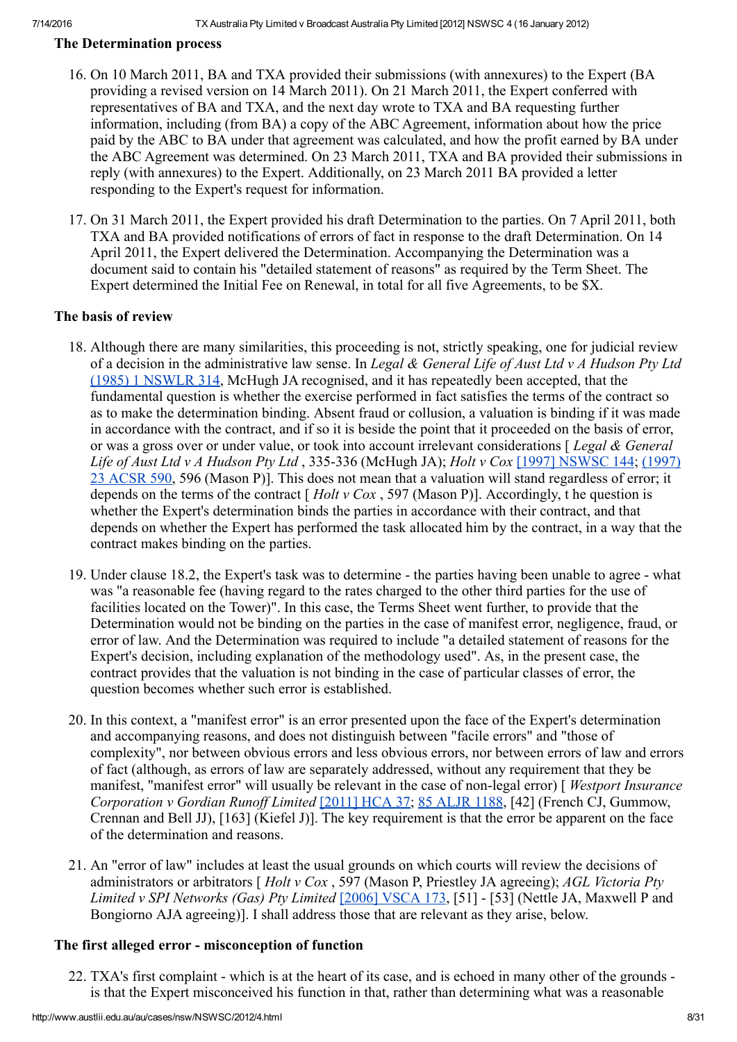## The Determination process

16. On 10 March 2011, BA and TXA provided their submissions (with annexures) to the Expert (BA providing a revised version on 14 March 2011). On 21 March 2011, the Expert conferred with representatives of BA and TXA, and the next day wrote to TXA and BA requesting further information, including (from BA) a copy of the ABC Agreement, information about how the price paid by the ABC to BA under that agreement was calculated, and how the profit earned by BA under the ABC Agreement was determined. On 23 March 2011, TXA and BA provided their submissions in reply (with annexures) to the Expert. Additionally, on 23 March 2011 BA provided a letter responding to the Expert's request for information.

17. On 31 March 2011, the Expert provided his draft Determination to the parties. On 7 April 2011, both TXA and BA provided notifications of errors of fact in response to the draft Determination. On 14 April 2011, the Expert delivered the Determination. Accompanying the Determination was a document said to contain his "detailed statement of reasons" as required by the Term Sheet. The Expert determined the Initial Fee on Renewal, in total for all five Agreements, to be $X.

## The basis of review

18. Although there are many similarities, this proceeding is not, strictly speaking, one for judicial review of a decision in the administrative law sense. In *Legal & General Life of Aust Ltd v A Hudson Pty Ltd* (1985) 1 NSWLR 314, McHugh JA recognised, and it has repeatedly been accepted, that the fundamental question is whether the exercise performed in fact satisfies the terms of the contract so as to make the determination binding. Absent fraud or collusion, a valuation is binding if it was made in accordance with the contract, and if so it is beside the point that it proceeded on the basis of error, or was a gross over or under value, or took into account irrelevant considerations [ *Legal & General Life of Aust Ltd v A Hudson Pty Ltd* , 335-336 (McHugh JA); *Holt v Cox* [1997] NSWSC 144; (1997) 23 ACSR 590, 596 (Mason P)]. This does not mean that a valuation will stand regardless of error; it depends on the terms of the contract [ *Holt v Cox* , 597 (Mason P)]. Accordingly, t he question is whether the Expert's determination binds the parties in accordance with their contract, and that depends on whether the Expert has performed the task allocated him by the contract, in a way that the contract makes binding on the parties.

19. Under clause 18.2, the Expert's task was to determine - the parties having been unable to agree - what was "a reasonable fee (having regard to the rates charged to the other third parties for the use of facilities located on the Tower)". In this case, the Terms Sheet went further, to provide that the Determination would not be binding on the parties in the case of manifest error, negligence, fraud, or error of law. And the Determination was required to include "a detailed statement of reasons for the Expert's decision, including explanation of the methodology used". As, in the present case, the contract provides that the valuation is not binding in the case of particular classes of error, the question becomes whether such error is established.

20. In this context, a "manifest error" is an error presented upon the face of the Expert's determination and accompanying reasons, and does not distinguish between "facile errors" and "those of complexity", nor between obvious errors and less obvious errors, nor between errors of law and errors of fact (although, as errors of law are separately addressed, without any requirement that they be manifest, "manifest error" will usually be relevant in the case of non-legal error) [ *Westport Insurance Corporation v Gordian Runoff Limited* [2011] HCA 37; 85 ALJR 1188, [42] (French CJ, Gummow, Crennan and Bell JJ), [163] (Kiefel J)]. The key requirement is that the error be apparent on the face of the determination and reasons.

21. An "error of law" includes at least the usual grounds on which courts will review the decisions of administrators or arbitrators [ *Holt v Cox* , 597 (Mason P, Priestley JA agreeing); *AGL Victoria Pty Limited v SPI Networks (Gas) Pty Limited* [2006] VSCA 173, [51] - [53] (Nettle JA, Maxwell P and Bongiorno AJA agreeing)]. I shall address those that are relevant as they arise, below.

## The first alleged error - misconception of function

22. TXA's first complaint - which is at the heart of its case, and is echoed in many other of the grounds - is that the Expert misconceived his function in that, rather than determining what was a reasonable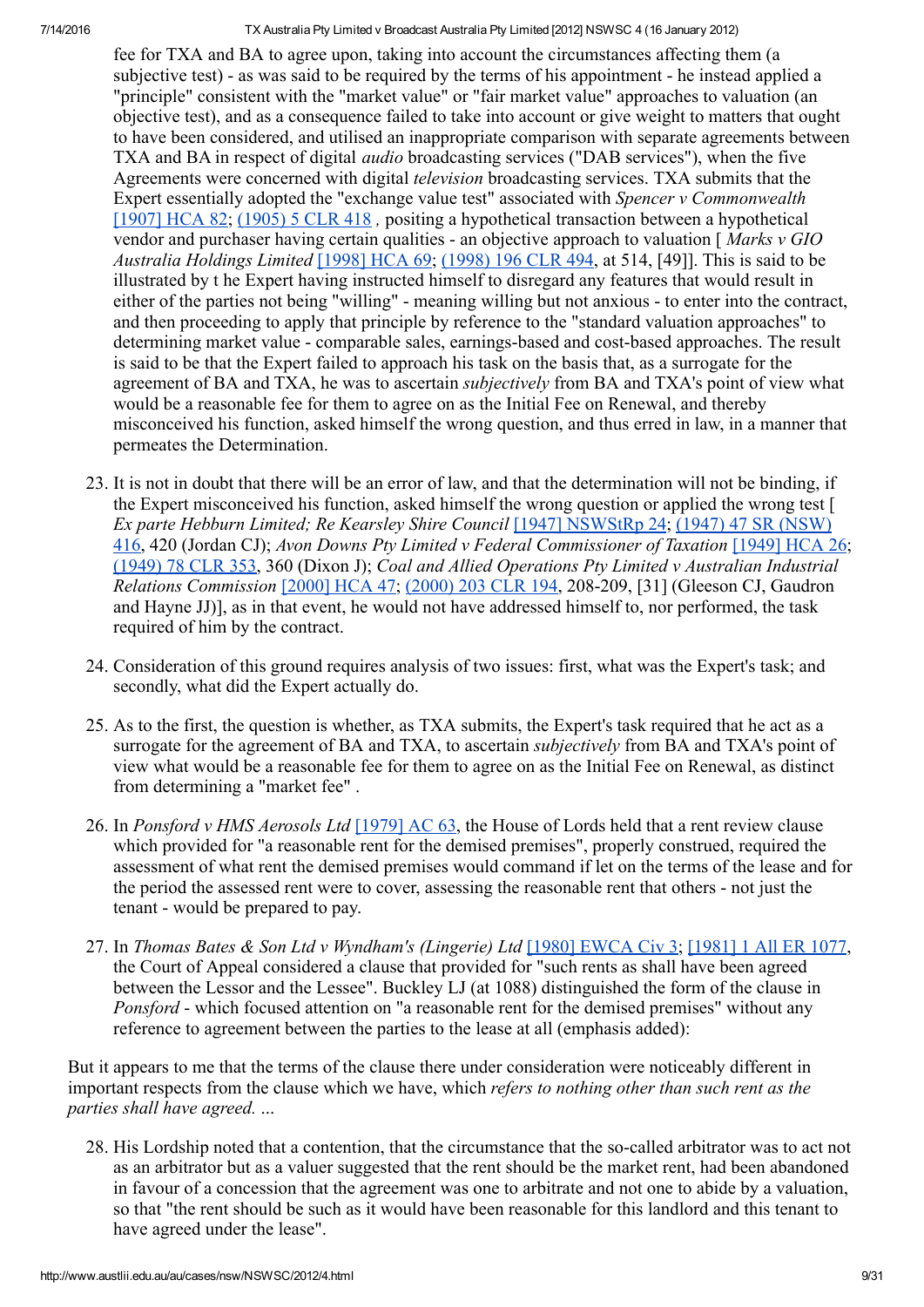fee for TXA and BA to agree upon, taking into account the circumstances affecting them (a subjective test) - as was said to be required by the terms of his appointment - he instead applied a "principle" consistent with the "market value" or "fair market value" approaches to valuation (an objective test), and as a consequence failed to take into account or give weight to matters that ought to have been considered, and utilised an inappropriate comparison with separate agreements between TXA and BA in respect of digital *audio* broadcasting services ("DAB services"), when the five Agreements were concerned with digital *television* broadcasting services. TXA submits that the Expert essentially adopted the "exchange value test" associated with *Spencer v Commonwealth* [1907] HCA 82; (1905) 5 CLR 418 *,* positing a hypothetical transaction between a hypothetical vendor and purchaser having certain qualities - an objective approach to valuation [ *Marks v GIO Australia Holdings Limited* [1998] HCA 69; (1998) 196 CLR 494, at 514, [49]]. This is said to be illustrated by t he Expert having instructed himself to disregard any features that would result in either of the parties not being "willing" - meaning willing but not anxious - to enter into the contract, and then proceeding to apply that principle by reference to the "standard valuation approaches" to determining market value - comparable sales, earnings-based and cost-based approaches. The result is said to be that the Expert failed to approach his task on the basis that, as a surrogate for the agreement of BA and TXA, he was to ascertain *subjectively* from BA and TXA's point of view what would be a reasonable fee for them to agree on as the Initial Fee on Renewal, and thereby misconceived his function, asked himself the wrong question, and thus erred in law, in a manner that permeates the Determination.

23. It is not in doubt that there will be an error of law, and that the determination will not be binding, if the Expert misconceived his function, asked himself the wrong question or applied the wrong test [ *Ex parte Hebburn Limited; Re Kearsley Shire Council* [1947] NSWStRp 24; (1947) 47 SR (NSW) 416, 420 (Jordan CJ); *Avon Downs Pty Limited v Federal Commissioner of Taxation* [1949] HCA 26; (1949) 78 CLR 353, 360 (Dixon J); *Coal and Allied Operations Pty Limited v Australian Industrial Relations Commission* [2000] HCA 47; (2000) 203 CLR 194, 208-209, [31] (Gleeson CJ, Gaudron and Hayne JJ)], as in that event, he would not have addressed himself to, nor performed, the task required of him by the contract.

24. Consideration of this ground requires analysis of two issues: first, what was the Expert's task; and secondly, what did the Expert actually do.

25. As to the first, the question is whether, as TXA submits, the Expert's task required that he act as a surrogate for the agreement of BA and TXA, to ascertain *subjectively* from BA and TXA's point of view what would be a reasonable fee for them to agree on as the Initial Fee on Renewal, as distinct from determining a "market fee" .

26. In *Ponsford v HMS Aerosols Ltd* [1979] AC 63, the House of Lords held that a rent review clause which provided for "a reasonable rent for the demised premises", properly construed, required the assessment of what rent the demised premises would command if let on the terms of the lease and for the period the assessed rent were to cover, assessing the reasonable rent that others - not just the tenant - would be prepared to pay.

27. In *Thomas Bates & Son Ltd v Wyndham's (Lingerie) Ltd* [1980] EWCA Civ 3; [1981] 1 All ER 1077, the Court of Appeal considered a clause that provided for "such rents as shall have been agreed between the Lessor and the Lessee". Buckley LJ (at 1088) distinguished the form of the clause in *Ponsford* - which focused attention on "a reasonable rent for the demised premises" without any reference to agreement between the parties to the lease at all (emphasis added):

> But it appears to me that the terms of the clause there under consideration were noticeably different in important respects from the clause which we have, which *refers to nothing other than such rent as the parties shall have agreed. ...*

28. His Lordship noted that a contention, that the circumstance that the so-called arbitrator was to act not as an arbitrator but as a valuer suggested that the rent should be the market rent, had been abandoned in favour of a concession that the agreement was one to arbitrate and not one to abide by a valuation, so that "the rent should be such as it would have been reasonable for this landlord and this tenant to have agreed under the lease".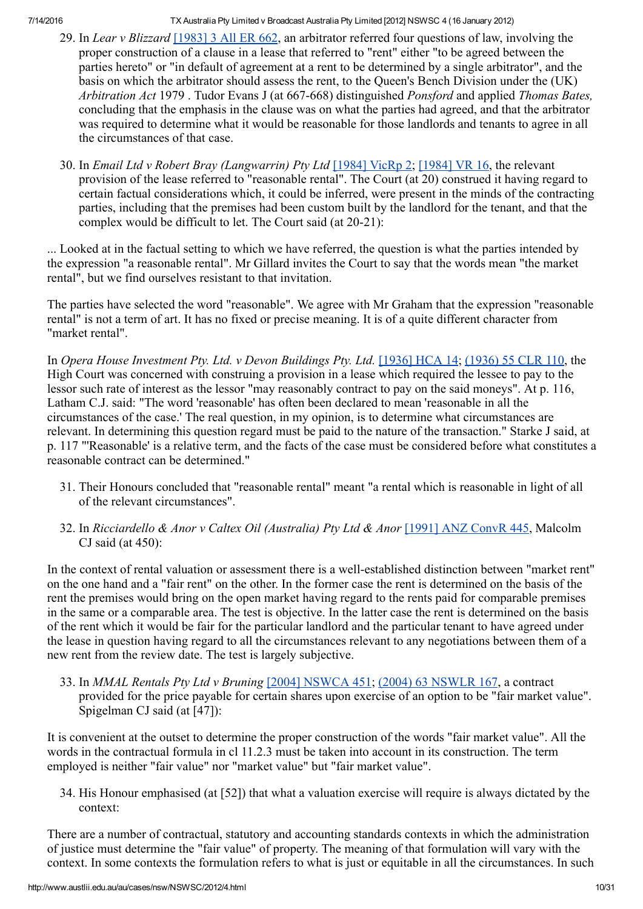29. In *Lear v Blizzard* [1983] 3 All ER 662, an arbitrator referred four questions of law, involving the proper construction of a clause in a lease that referred to "rent" either "to be agreed between the parties hereto" or "in default of agreement at a rent to be determined by a single arbitrator", and the basis on which the arbitrator should assess the rent, to the Queen's Bench Division under the (UK) *Arbitration Act* 1979 . Tudor Evans J (at 667-668) distinguished *Ponsford* and applied *Thomas Bates,* concluding that the emphasis in the clause was on what the parties had agreed, and that the arbitrator was required to determine what it would be reasonable for those landlords and tenants to agree in all the circumstances of that case.

30. In *Email Ltd v Robert Bray (Langwarrin) Pty Ltd* [1984] VicRp 2; [1984] VR 16, the relevant provision of the lease referred to "reasonable rental". The Court (at 20) construed it having regard to certain factual considerations which, it could be inferred, were present in the minds of the contracting parties, including that the premises had been custom built by the landlord for the tenant, and that the complex would be difficult to let. The Court said (at 20-21):

... Looked at in the factual setting to which we have referred, the question is what the parties intended by the expression "a reasonable rental". Mr Gillard invites the Court to say that the words mean "the market rental", but we find ourselves resistant to that invitation.

The parties have selected the word "reasonable". We agree with Mr Graham that the expression "reasonable rental" is not a term of art. It has no fixed or precise meaning. It is of a quite different character from "market rental".

In *Opera House Investment Pty. Ltd. v Devon Buildings Pty. Ltd.* [1936] HCA 14; (1936) 55 CLR 110, the High Court was concerned with construing a provision in a lease which required the lessee to pay to the lessor such rate of interest as the lessor "may reasonably contract to pay on the said moneys". At p. 116, Latham C.J. said: "The word 'reasonable' has often been declared to mean 'reasonable in all the circumstances of the case.' The real question, in my opinion, is to determine what circumstances are relevant. In determining this question regard must be paid to the nature of the transaction." Starke J said, at p. 117 "'Reasonable' is a relative term, and the facts of the case must be considered before what constitutes a reasonable contract can be determined."

31. Their Honours concluded that "reasonable rental" meant "a rental which is reasonable in light of all of the relevant circumstances".

32. In *Ricciardello & Anor v Caltex Oil (Australia) Pty Ltd & Anor* [1991] ANZ ConvR 445, Malcolm CJ said (at 450):

In the context of rental valuation or assessment there is a well-established distinction between "market rent" on the one hand and a "fair rent" on the other. In the former case the rent is determined on the basis of the rent the premises would bring on the open market having regard to the rents paid for comparable premises in the same or a comparable area. The test is objective. In the latter case the rent is determined on the basis of the rent which it would be fair for the particular landlord and the particular tenant to have agreed under the lease in question having regard to all the circumstances relevant to any negotiations between them of a new rent from the review date. The test is largely subjective.

33. In *MMAL Rentals Pty Ltd v Bruning* [2004] NSWCA 451; (2004) 63 NSWLR 167, a contract provided for the price payable for certain shares upon exercise of an option to be "fair market value". Spigelman CJ said (at [47]):

It is convenient at the outset to determine the proper construction of the words "fair market value". All the words in the contractual formula in cl 11.2.3 must be taken into account in its construction. The term employed is neither "fair value" nor "market value" but "fair market value".

34. His Honour emphasised (at [52]) that what a valuation exercise will require is always dictated by the context:

There are a number of contractual, statutory and accounting standards contexts in which the administration of justice must determine the "fair value" of property. The meaning of that formulation will vary with the context. In some contexts the formulation refers to what is just or equitable in all the circumstances. In such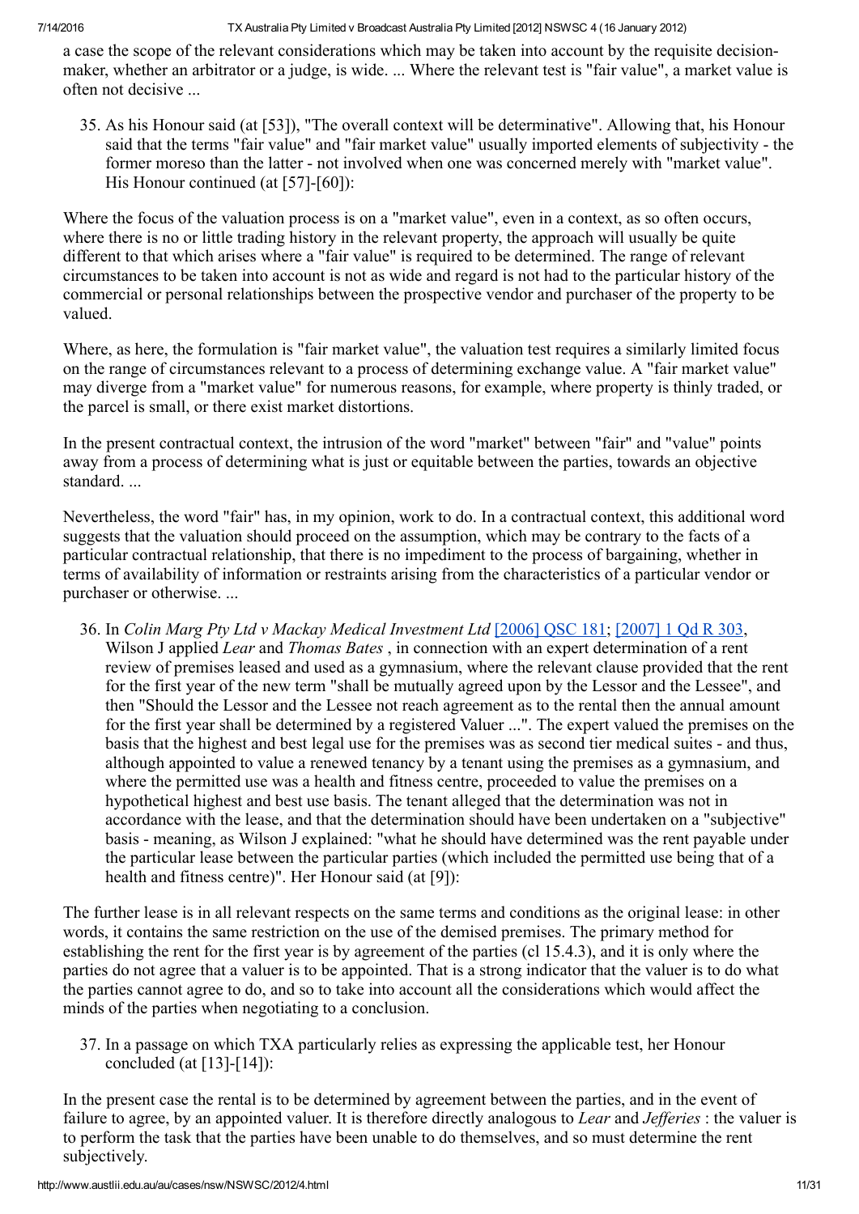a case the scope of the relevant considerations which may be taken into account by the requisite decision-maker, whether an arbitrator or a judge, is wide. ... Where the relevant test is "fair value", a market value is often not decisive ...

35. As his Honour said (at [53]), "The overall context will be determinative". Allowing that, his Honour said that the terms "fair value" and "fair market value" usually imported elements of subjectivity - the former moreso than the latter - not involved when one was concerned merely with "market value". His Honour continued (at [57]-[60]):

Where the focus of the valuation process is on a "market value", even in a context, as so often occurs, where there is no or little trading history in the relevant property, the approach will usually be quite different to that which arises where a "fair value" is required to be determined. The range of relevant circumstances to be taken into account is not as wide and regard is not had to the particular history of the commercial or personal relationships between the prospective vendor and purchaser of the property to be valued.

Where, as here, the formulation is "fair market value", the valuation test requires a similarly limited focus on the range of circumstances relevant to a process of determining exchange value. A "fair market value" may diverge from a "market value" for numerous reasons, for example, where property is thinly traded, or the parcel is small, or there exist market distortions.

In the present contractual context, the intrusion of the word "market" between "fair" and "value" points away from a process of determining what is just or equitable between the parties, towards an objective standard. ...

Nevertheless, the word "fair" has, in my opinion, work to do. In a contractual context, this additional word suggests that the valuation should proceed on the assumption, which may be contrary to the facts of a particular contractual relationship, that there is no impediment to the process of bargaining, whether in terms of availability of information or restraints arising from the characteristics of a particular vendor or purchaser or otherwise. ...

36. In *Colin Marg Pty Ltd v Mackay Medical Investment Ltd* [2006] QSC 181; [2007] 1 Qd R 303, Wilson J applied *Lear* and *Thomas Bates* , in connection with an expert determination of a rent review of premises leased and used as a gymnasium, where the relevant clause provided that the rent for the first year of the new term "shall be mutually agreed upon by the Lessor and the Lessee", and then "Should the Lessor and the Lessee not reach agreement as to the rental then the annual amount for the first year shall be determined by a registered Valuer ...". The expert valued the premises on the basis that the highest and best legal use for the premises was as second tier medical suites - and thus, although appointed to value a renewed tenancy by a tenant using the premises as a gymnasium, and where the permitted use was a health and fitness centre, proceeded to value the premises on a hypothetical highest and best use basis. The tenant alleged that the determination was not in accordance with the lease, and that the determination should have been undertaken on a "subjective" basis - meaning, as Wilson J explained: "what he should have determined was the rent payable under the particular lease between the particular parties (which included the permitted use being that of a health and fitness centre)". Her Honour said (at [9]):

The further lease is in all relevant respects on the same terms and conditions as the original lease: in other words, it contains the same restriction on the use of the demised premises. The primary method for establishing the rent for the first year is by agreement of the parties (cl 15.4.3), and it is only where the parties do not agree that a valuer is to be appointed. That is a strong indicator that the valuer is to do what the parties cannot agree to do, and so to take into account all the considerations which would affect the minds of the parties when negotiating to a conclusion.

37. In a passage on which TXA particularly relies as expressing the applicable test, her Honour concluded (at [13]-[14]):

In the present case the rental is to be determined by agreement between the parties, and in the event of failure to agree, by an appointed valuer. It is therefore directly analogous to *Lear* and *Jefferies* : the valuer is to perform the task that the parties have been unable to do themselves, and so must determine the rent subjectively.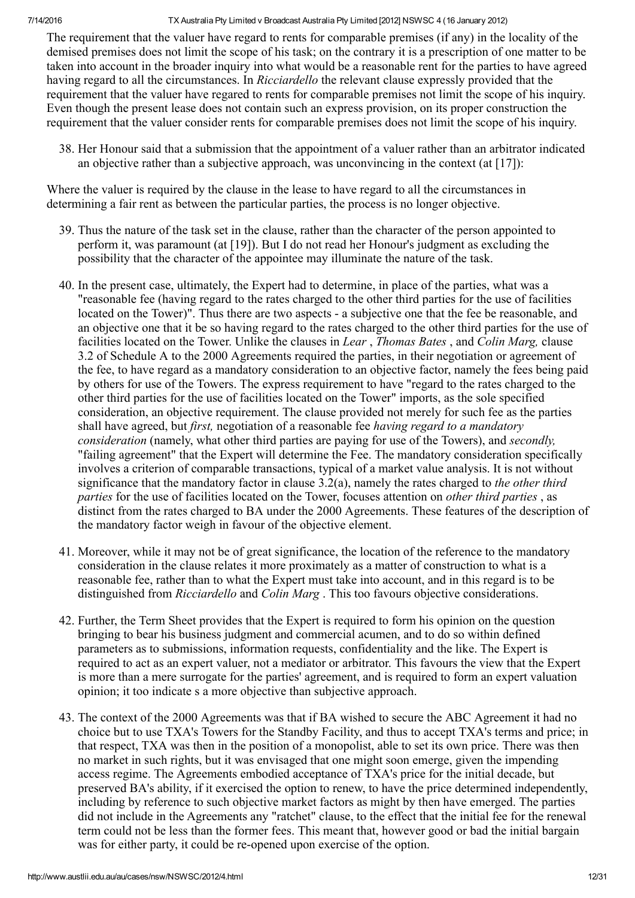The requirement that the valuer have regard to rents for comparable premises (if any) in the locality of the demised premises does not limit the scope of his task; on the contrary it is a prescription of one matter to be taken into account in the broader inquiry into what would be a reasonable rent for the parties to have agreed having regard to all the circumstances. In *Ricciardello* the relevant clause expressly provided that the requirement that the valuer have regared to rents for comparable premises not limit the scope of his inquiry. Even though the present lease does not contain such an express provision, on its proper construction the requirement that the valuer consider rents for comparable premises does not limit the scope of his inquiry.

38. Her Honour said that a submission that the appointment of a valuer rather than an arbitrator indicated an objective rather than a subjective approach, was unconvincing in the context (at [17]):

Where the valuer is required by the clause in the lease to have regard to all the circumstances in determining a fair rent as between the particular parties, the process is no longer objective.

39. Thus the nature of the task set in the clause, rather than the character of the person appointed to perform it, was paramount (at [19]). But I do not read her Honour's judgment as excluding the possibility that the character of the appointee may illuminate the nature of the task.

40. In the present case, ultimately, the Expert had to determine, in place of the parties, what was a "reasonable fee (having regard to the rates charged to the other third parties for the use of facilities located on the Tower)". Thus there are two aspects - a subjective one that the fee be reasonable, and an objective one that it be so having regard to the rates charged to the other third parties for the use of facilities located on the Tower. Unlike the clauses in *Lear* , *Thomas Bates* , and *Colin Marg,* clause 3.2 of Schedule A to the 2000 Agreements required the parties, in their negotiation or agreement of the fee, to have regard as a mandatory consideration to an objective factor, namely the fees being paid by others for use of the Towers. The express requirement to have "regard to the rates charged to the other third parties for the use of facilities located on the Tower" imports, as the sole specified consideration, an objective requirement. The clause provided not merely for such fee as the parties shall have agreed, but *first,* negotiation of a reasonable fee *having regard to a mandatory consideration* (namely, what other third parties are paying for use of the Towers), and *secondly,* "failing agreement" that the Expert will determine the Fee. The mandatory consideration specifically involves a criterion of comparable transactions, typical of a market value analysis. It is not without significance that the mandatory factor in clause 3.2(a), namely the rates charged to *the other third parties* for the use of facilities located on the Tower, focuses attention on *other third parties* , as distinct from the rates charged to BA under the 2000 Agreements. These features of the description of the mandatory factor weigh in favour of the objective element.

41. Moreover, while it may not be of great significance, the location of the reference to the mandatory consideration in the clause relates it more proximately as a matter of construction to what is a reasonable fee, rather than to what the Expert must take into account, and in this regard is to be distinguished from *Ricciardello* and *Colin Marg* . This too favours objective considerations.

42. Further, the Term Sheet provides that the Expert is required to form his opinion on the question bringing to bear his business judgment and commercial acumen, and to do so within defined parameters as to submissions, information requests, confidentiality and the like. The Expert is required to act as an expert valuer, not a mediator or arbitrator. This favours the view that the Expert is more than a mere surrogate for the parties' agreement, and is required to form an expert valuation opinion; it too indicate s a more objective than subjective approach.

43. The context of the 2000 Agreements was that if BA wished to secure the ABC Agreement it had no choice but to use TXA's Towers for the Standby Facility, and thus to accept TXA's terms and price; in that respect, TXA was then in the position of a monopolist, able to set its own price. There was then no market in such rights, but it was envisaged that one might soon emerge, given the impending access regime. The Agreements embodied acceptance of TXA's price for the initial decade, but preserved BA's ability, if it exercised the option to renew, to have the price determined independently, including by reference to such objective market factors as might by then have emerged. The parties did not include in the Agreements any "ratchet" clause, to the effect that the initial fee for the renewal term could not be less than the former fees. This meant that, however good or bad the initial bargain was for either party, it could be re-opened upon exercise of the option.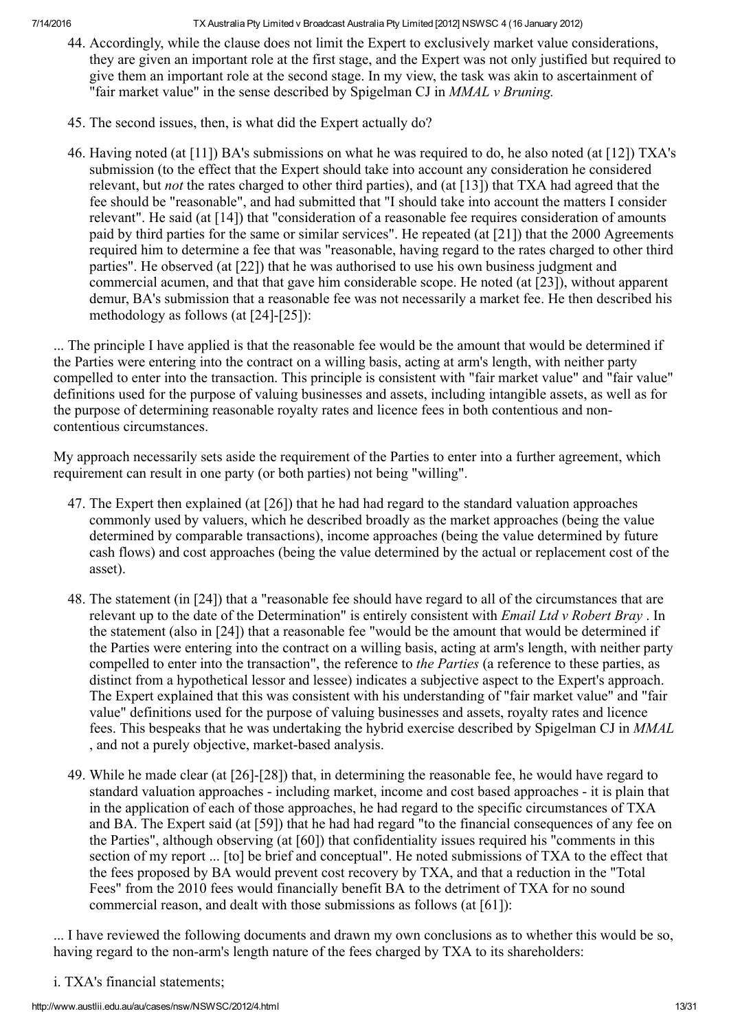44. Accordingly, while the clause does not limit the Expert to exclusively market value considerations, they are given an important role at the first stage, and the Expert was not only justified but required to give them an important role at the second stage. In my view, the task was akin to ascertainment of "fair market value" in the sense described by Spigelman CJ in *MMAL v Bruning.*

45. The second issues, then, is what did the Expert actually do?

46. Having noted (at [11]) BA's submissions on what he was required to do, he also noted (at [12]) TXA's submission (to the effect that the Expert should take into account any consideration he considered relevant, but *not* the rates charged to other third parties), and (at [13]) that TXA had agreed that the fee should be "reasonable", and had submitted that "I should take into account the matters I consider relevant". He said (at [14]) that "consideration of a reasonable fee requires consideration of amounts paid by third parties for the same or similar services". He repeated (at [21]) that the 2000 Agreements required him to determine a fee that was "reasonable, having regard to the rates charged to other third parties". He observed (at [22]) that he was authorised to use his own business judgment and commercial acumen, and that that gave him considerable scope. He noted (at [23]), without apparent demur, BA's submission that a reasonable fee was not necessarily a market fee. He then described his methodology as follows (at [24]-[25]):

... The principle I have applied is that the reasonable fee would be the amount that would be determined if the Parties were entering into the contract on a willing basis, acting at arm's length, with neither party compelled to enter into the transaction. This principle is consistent with "fair market value" and "fair value" definitions used for the purpose of valuing businesses and assets, including intangible assets, as well as for the purpose of determining reasonable royalty rates and licence fees in both contentious and non-contentious circumstances.

My approach necessarily sets aside the requirement of the Parties to enter into a further agreement, which requirement can result in one party (or both parties) not being "willing".

47. The Expert then explained (at [26]) that he had had regard to the standard valuation approaches commonly used by valuers, which he described broadly as the market approaches (being the value determined by comparable transactions), income approaches (being the value determined by future cash flows) and cost approaches (being the value determined by the actual or replacement cost of the asset).

48. The statement (in [24]) that a "reasonable fee should have regard to all of the circumstances that are relevant up to the date of the Determination" is entirely consistent with *Email Ltd v Robert Bray* . In the statement (also in [24]) that a reasonable fee "would be the amount that would be determined if the Parties were entering into the contract on a willing basis, acting at arm's length, with neither party compelled to enter into the transaction", the reference to *the Parties* (a reference to these parties, as distinct from a hypothetical lessor and lessee) indicates a subjective aspect to the Expert's approach. The Expert explained that this was consistent with his understanding of "fair market value" and "fair value" definitions used for the purpose of valuing businesses and assets, royalty rates and licence fees. This bespeaks that he was undertaking the hybrid exercise described by Spigelman CJ in *MMAL* , and not a purely objective, market-based analysis.

49. While he made clear (at [26]-[28]) that, in determining the reasonable fee, he would have regard to standard valuation approaches - including market, income and cost based approaches - it is plain that in the application of each of those approaches, he had regard to the specific circumstances of TXA and BA. The Expert said (at [59]) that he had had regard "to the financial consequences of any fee on the Parties", although observing (at [60]) that confidentiality issues required his "comments in this section of my report ... [to] be brief and conceptual". He noted submissions of TXA to the effect that the fees proposed by BA would prevent cost recovery by TXA, and that a reduction in the "Total Fees" from the 2010 fees would financially benefit BA to the detriment of TXA for no sound commercial reason, and dealt with those submissions as follows (at [61]):

... I have reviewed the following documents and drawn my own conclusions as to whether this would be so, having regard to the non-arm's length nature of the fees charged by TXA to its shareholders:

i. TXA's financial statements;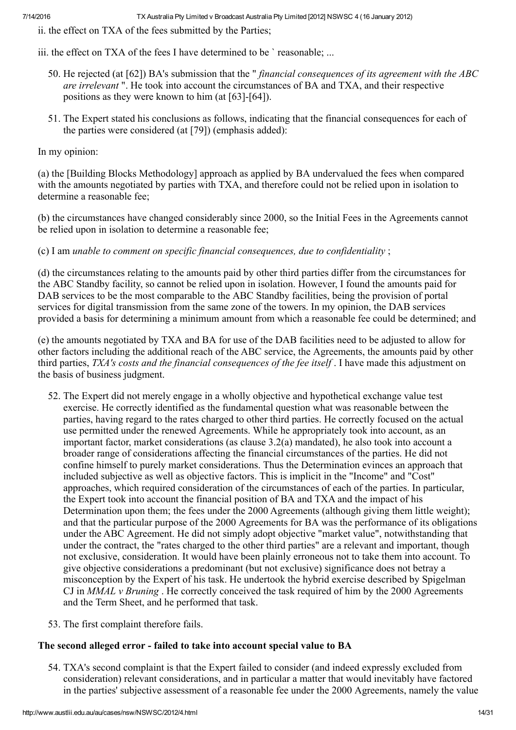ii. the effect on TXA of the fees submitted by the Parties;

iii. the effect on TXA of the fees I have determined to be ` reasonable; ...

50. He rejected (at [62]) BA's submission that the " *financial consequences of its agreement with the ABC are irrelevant* ". He took into account the circumstances of BA and TXA, and their respective positions as they were known to him (at [63]-[64]).

51. The Expert stated his conclusions as follows, indicating that the financial consequences for each of the parties were considered (at [79]) (emphasis added):

In my opinion:

(a) the [Building Blocks Methodology] approach as applied by BA undervalued the fees when compared with the amounts negotiated by parties with TXA, and therefore could not be relied upon in isolation to determine a reasonable fee;

(b) the circumstances have changed considerably since 2000, so the Initial Fees in the Agreements cannot be relied upon in isolation to determine a reasonable fee;

(c) I am *unable to comment on specific financial consequences, due to confidentiality* ;

(d) the circumstances relating to the amounts paid by other third parties differ from the circumstances for the ABC Standby facility, so cannot be relied upon in isolation. However, I found the amounts paid for DAB services to be the most comparable to the ABC Standby facilities, being the provision of portal services for digital transmission from the same zone of the towers. In my opinion, the DAB services provided a basis for determining a minimum amount from which a reasonable fee could be determined; and

(e) the amounts negotiated by TXA and BA for use of the DAB facilities need to be adjusted to allow for other factors including the additional reach of the ABC service, the Agreements, the amounts paid by other third parties, *TXA's costs and the financial consequences of the fee itself* . I have made this adjustment on the basis of business judgment.

52. The Expert did not merely engage in a wholly objective and hypothetical exchange value test exercise. He correctly identified as the fundamental question what was reasonable between the parties, having regard to the rates charged to other third parties. He correctly focused on the actual use permitted under the renewed Agreements. While he appropriately took into account, as an important factor, market considerations (as clause 3.2(a) mandated), he also took into account a broader range of considerations affecting the financial circumstances of the parties. He did not confine himself to purely market considerations. Thus the Determination evinces an approach that included subjective as well as objective factors. This is implicit in the "Income" and "Cost" approaches, which required consideration of the circumstances of each of the parties. In particular, the Expert took into account the financial position of BA and TXA and the impact of his Determination upon them; the fees under the 2000 Agreements (although giving them little weight); and that the particular purpose of the 2000 Agreements for BA was the performance of its obligations under the ABC Agreement. He did not simply adopt objective "market value", notwithstanding that under the contract, the "rates charged to the other third parties" are a relevant and important, though not exclusive, consideration. It would have been plainly erroneous not to take them into account. To give objective considerations a predominant (but not exclusive) significance does not betray a misconception by the Expert of his task. He undertook the hybrid exercise described by Spigelman CJ in *MMAL v Bruning* . He correctly conceived the task required of him by the 2000 Agreements and the Term Sheet, and he performed that task.

53. The first complaint therefore fails.

### The second alleged error - failed to take into account special value to BA

54. TXA's second complaint is that the Expert failed to consider (and indeed expressly excluded from consideration) relevant considerations, and in particular a matter that would inevitably have factored in the parties' subjective assessment of a reasonable fee under the 2000 Agreements, namely the value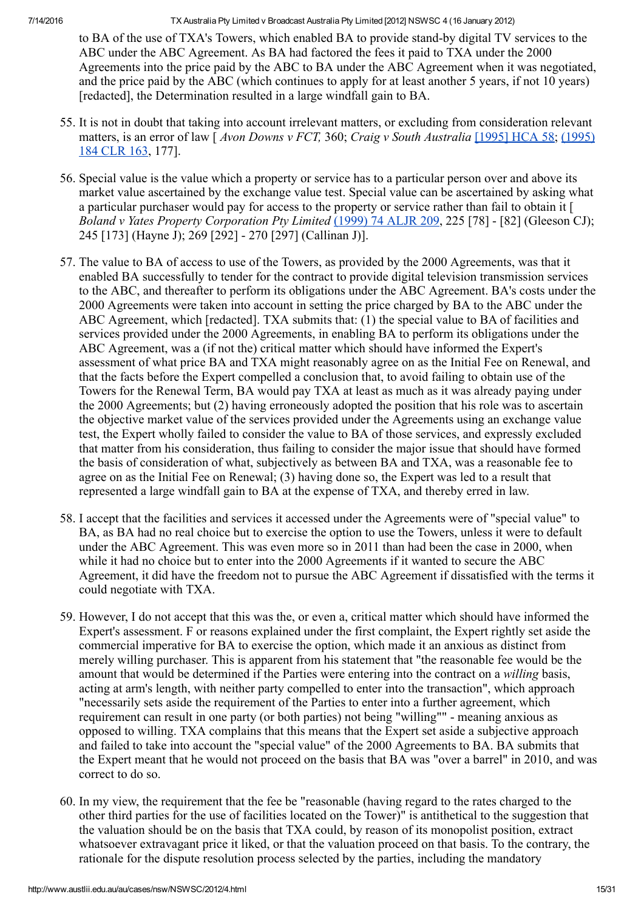to BA of the use of TXA's Towers, which enabled BA to provide stand-by digital TV services to the ABC under the ABC Agreement. As BA had factored the fees it paid to TXA under the 2000 Agreements into the price paid by the ABC to BA under the ABC Agreement when it was negotiated, and the price paid by the ABC (which continues to apply for at least another 5 years, if not 10 years) [redacted], the Determination resulted in a large windfall gain to BA.

55. It is not in doubt that taking into account irrelevant matters, or excluding from consideration relevant matters, is an error of law [ *Avon Downs v FCT,* 360; *Craig v South Australia* [1995] HCA 58; (1995) 184 CLR 163, 177].

56. Special value is the value which a property or service has to a particular person over and above its market value ascertained by the exchange value test. Special value can be ascertained by asking what a particular purchaser would pay for access to the property or service rather than fail to obtain it [ *Boland v Yates Property Corporation Pty Limited* (1999) 74 ALJR 209, 225 [78] - [82] (Gleeson CJ); 245 [173] (Hayne J); 269 [292] - 270 [297] (Callinan J)].

57. The value to BA of access to use of the Towers, as provided by the 2000 Agreements, was that it enabled BA successfully to tender for the contract to provide digital television transmission services to the ABC, and thereafter to perform its obligations under the ABC Agreement. BA's costs under the 2000 Agreements were taken into account in setting the price charged by BA to the ABC under the ABC Agreement, which [redacted]. TXA submits that: (1) the special value to BA of facilities and services provided under the 2000 Agreements, in enabling BA to perform its obligations under the ABC Agreement, was a (if not the) critical matter which should have informed the Expert's assessment of what price BA and TXA might reasonably agree on as the Initial Fee on Renewal, and that the facts before the Expert compelled a conclusion that, to avoid failing to obtain use of the Towers for the Renewal Term, BA would pay TXA at least as much as it was already paying under the 2000 Agreements; but (2) having erroneously adopted the position that his role was to ascertain the objective market value of the services provided under the Agreements using an exchange value test, the Expert wholly failed to consider the value to BA of those services, and expressly excluded that matter from his consideration, thus failing to consider the major issue that should have formed the basis of consideration of what, subjectively as between BA and TXA, was a reasonable fee to agree on as the Initial Fee on Renewal; (3) having done so, the Expert was led to a result that represented a large windfall gain to BA at the expense of TXA, and thereby erred in law.

58. I accept that the facilities and services it accessed under the Agreements were of "special value" to BA, as BA had no real choice but to exercise the option to use the Towers, unless it were to default under the ABC Agreement. This was even more so in 2011 than had been the case in 2000, when while it had no choice but to enter into the 2000 Agreements if it wanted to secure the ABC Agreement, it did have the freedom not to pursue the ABC Agreement if dissatisfied with the terms it could negotiate with TXA.

59. However, I do not accept that this was the, or even a, critical matter which should have informed the Expert's assessment. F or reasons explained under the first complaint, the Expert rightly set aside the commercial imperative for BA to exercise the option, which made it an anxious as distinct from merely willing purchaser. This is apparent from his statement that "the reasonable fee would be the amount that would be determined if the Parties were entering into the contract on a *willing* basis, acting at arm's length, with neither party compelled to enter into the transaction", which approach "necessarily sets aside the requirement of the Parties to enter into a further agreement, which requirement can result in one party (or both parties) not being "willing"" - meaning anxious as opposed to willing. TXA complains that this means that the Expert set aside a subjective approach and failed to take into account the "special value" of the 2000 Agreements to BA. BA submits that the Expert meant that he would not proceed on the basis that BA was "over a barrel" in 2010, and was correct to do so.

60. In my view, the requirement that the fee be "reasonable (having regard to the rates charged to the other third parties for the use of facilities located on the Tower)" is antithetical to the suggestion that the valuation should be on the basis that TXA could, by reason of its monopolist position, extract whatsoever extravagant price it liked, or that the valuation proceed on that basis. To the contrary, the rationale for the dispute resolution process selected by the parties, including the mandatory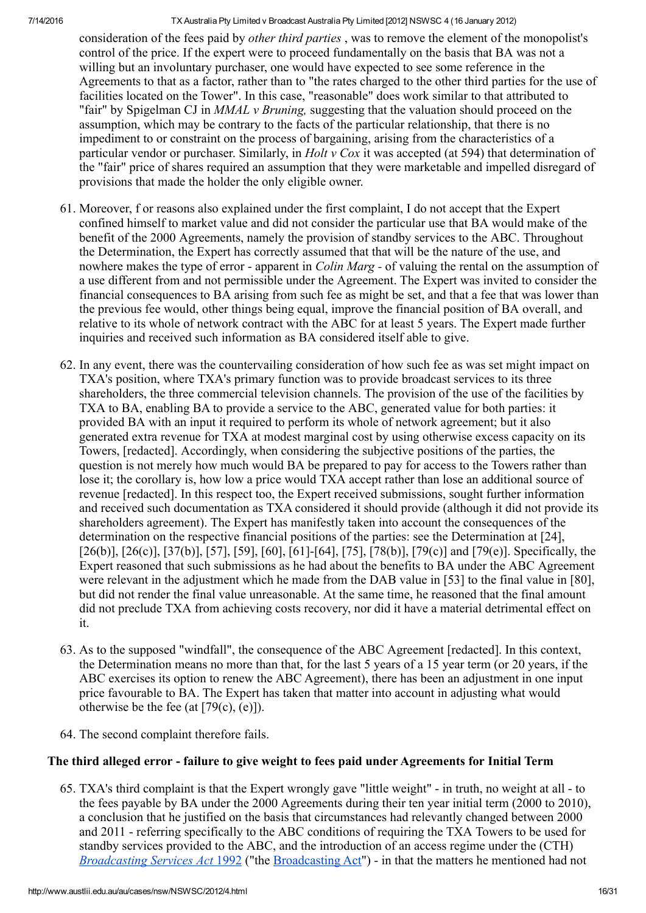consideration of the fees paid by *other third parties* , was to remove the element of the monopolist's control of the price. If the expert were to proceed fundamentally on the basis that BA was not a willing but an involuntary purchaser, one would have expected to see some reference in the Agreements to that as a factor, rather than to "the rates charged to the other third parties for the use of facilities located on the Tower". In this case, "reasonable" does work similar to that attributed to "fair" by Spigelman CJ in *MMAL v Bruning,* suggesting that the valuation should proceed on the assumption, which may be contrary to the facts of the particular relationship, that there is no impediment to or constraint on the process of bargaining, arising from the characteristics of a particular vendor or purchaser. Similarly, in *Holt v Cox* it was accepted (at 594) that determination of the "fair" price of shares required an assumption that they were marketable and impelled disregard of provisions that made the holder the only eligible owner.

61. Moreover, f or reasons also explained under the first complaint, I do not accept that the Expert confined himself to market value and did not consider the particular use that BA would make of the benefit of the 2000 Agreements, namely the provision of standby services to the ABC. Throughout the Determination, the Expert has correctly assumed that that will be the nature of the use, and nowhere makes the type of error - apparent in *Colin Marg* - of valuing the rental on the assumption of a use different from and not permissible under the Agreement. The Expert was invited to consider the financial consequences to BA arising from such fee as might be set, and that a fee that was lower than the previous fee would, other things being equal, improve the financial position of BA overall, and relative to its whole of network contract with the ABC for at least 5 years. The Expert made further inquiries and received such information as BA considered itself able to give.

62. In any event, there was the countervailing consideration of how such fee as was set might impact on TXA's position, where TXA's primary function was to provide broadcast services to its three shareholders, the three commercial television channels. The provision of the use of the facilities by TXA to BA, enabling BA to provide a service to the ABC, generated value for both parties: it provided BA with an input it required to perform its whole of network agreement; but it also generated extra revenue for TXA at modest marginal cost by using otherwise excess capacity on its Towers, [redacted]. Accordingly, when considering the subjective positions of the parties, the question is not merely how much would BA be prepared to pay for access to the Towers rather than lose it; the corollary is, how low a price would TXA accept rather than lose an additional source of revenue [redacted]. In this respect too, the Expert received submissions, sought further information and received such documentation as TXA considered it should provide (although it did not provide its shareholders agreement). The Expert has manifestly taken into account the consequences of the determination on the respective financial positions of the parties: see the Determination at [24], [26(b)], [26(c)], [37(b)], [57], [59], [60], [61]-[64], [75], [78(b)], [79(c)] and [79(e)]. Specifically, the Expert reasoned that such submissions as he had about the benefits to BA under the ABC Agreement were relevant in the adjustment which he made from the DAB value in [53] to the final value in [80], but did not render the final value unreasonable. At the same time, he reasoned that the final amount did not preclude TXA from achieving costs recovery, nor did it have a material detrimental effect on it.

63. As to the supposed "windfall", the consequence of the ABC Agreement [redacted]. In this context, the Determination means no more than that, for the last 5 years of a 15 year term (or 20 years, if the ABC exercises its option to renew the ABC Agreement), there has been an adjustment in one input price favourable to BA. The Expert has taken that matter into account in adjusting what would otherwise be the fee (at [79(c), (e)]).

64. The second complaint therefore fails.

### The third alleged error - failure to give weight to fees paid under Agreements for Initial Term

65. TXA's third complaint is that the Expert wrongly gave "little weight" - in truth, no weight at all - to the fees payable by BA under the 2000 Agreements during their ten year initial term (2000 to 2010), a conclusion that he justified on the basis that circumstances had relevantly changed between 2000 and 2011 - referring specifically to the ABC conditions of requiring the TXA Towers to be used for standby services provided to the ABC, and the introduction of an access regime under the (CTH) *Broadcasting Services Act* 1992 ("the Broadcasting Act") - in that the matters he mentioned had not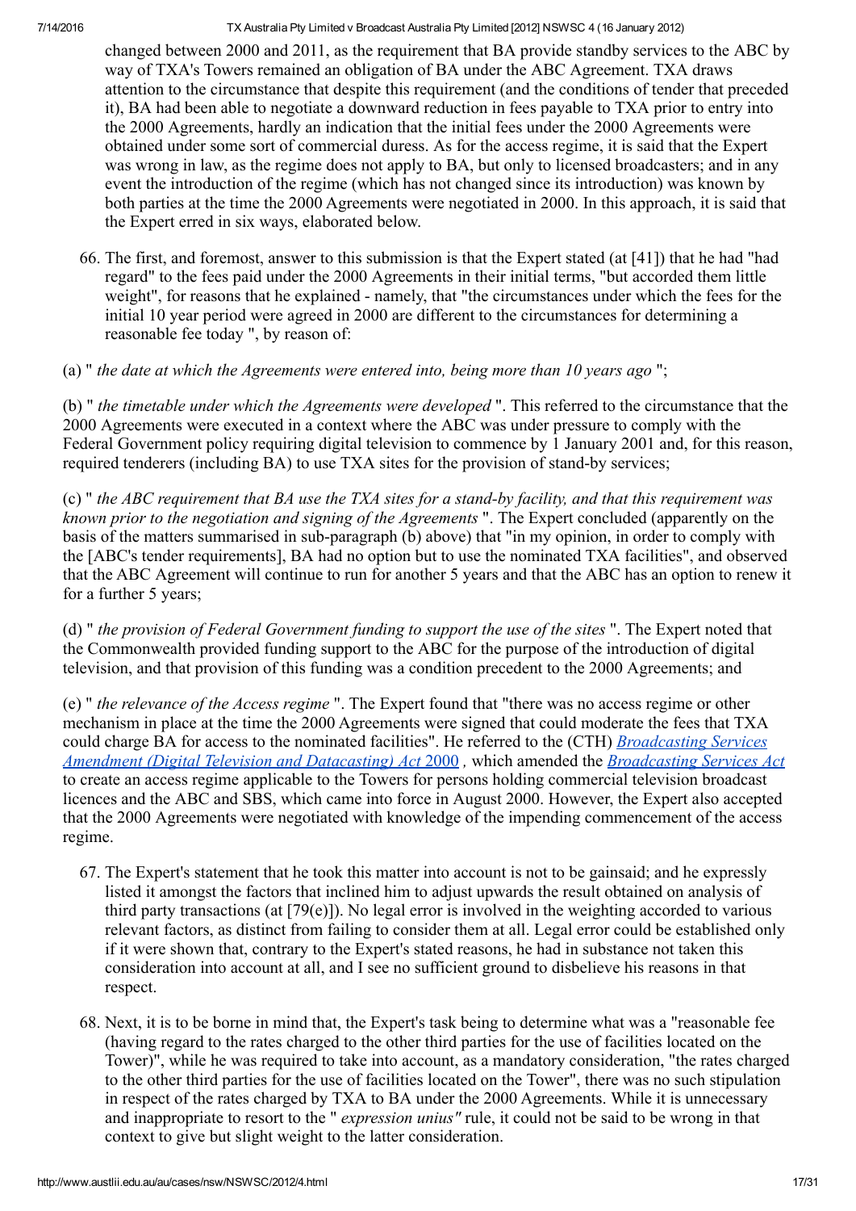changed between 2000 and 2011, as the requirement that BA provide standby services to the ABC by way of TXA's Towers remained an obligation of BA under the ABC Agreement. TXA draws attention to the circumstance that despite this requirement (and the conditions of tender that preceded it), BA had been able to negotiate a downward reduction in fees payable to TXA prior to entry into the 2000 Agreements, hardly an indication that the initial fees under the 2000 Agreements were obtained under some sort of commercial duress. As for the access regime, it is said that the Expert was wrong in law, as the regime does not apply to BA, but only to licensed broadcasters; and in any event the introduction of the regime (which has not changed since its introduction) was known by both parties at the time the 2000 Agreements were negotiated in 2000. In this approach, it is said that the Expert erred in six ways, elaborated below.

66. The first, and foremost, answer to this submission is that the Expert stated (at [41]) that he had "had regard" to the fees paid under the 2000 Agreements in their initial terms, "but accorded them little weight", for reasons that he explained - namely, that "the circumstances under which the fees for the initial 10 year period were agreed in 2000 are different to the circumstances for determining a reasonable fee today ", by reason of:

(a) " *the date at which the Agreements were entered into, being more than 10 years ago* ";

(b) " *the timetable under which the Agreements were developed* ". This referred to the circumstance that the 2000 Agreements were executed in a context where the ABC was under pressure to comply with the Federal Government policy requiring digital television to commence by 1 January 2001 and, for this reason, required tenderers (including BA) to use TXA sites for the provision of stand-by services;

(c) " *the ABC requirement that BA use the TXA sites for a stand-by facility, and that this requirement was known prior to the negotiation and signing of the Agreements* ". The Expert concluded (apparently on the basis of the matters summarised in sub-paragraph (b) above) that "in my opinion, in order to comply with the [ABC's tender requirements], BA had no option but to use the nominated TXA facilities", and observed that the ABC Agreement will continue to run for another 5 years and that the ABC has an option to renew it for a further 5 years;

(d) " *the provision of Federal Government funding to support the use of the sites* ". The Expert noted that the Commonwealth provided funding support to the ABC for the purpose of the introduction of digital television, and that provision of this funding was a condition precedent to the 2000 Agreements; and

(e) " *the relevance of the Access regime* ". The Expert found that "there was no access regime or other mechanism in place at the time the 2000 Agreements were signed that could moderate the fees that TXA could charge BA for access to the nominated facilities". He referred to the (CTH) *Broadcasting Services Amendment (Digital Television and Datacasting) Act* 2000 *,* which amended the *Broadcasting Services Act* to create an access regime applicable to the Towers for persons holding commercial television broadcast licences and the ABC and SBS, which came into force in August 2000. However, the Expert also accepted that the 2000 Agreements were negotiated with knowledge of the impending commencement of the access regime.

67. The Expert's statement that he took this matter into account is not to be gainsaid; and he expressly listed it amongst the factors that inclined him to adjust upwards the result obtained on analysis of third party transactions (at [79(e)]). No legal error is involved in the weighting accorded to various relevant factors, as distinct from failing to consider them at all. Legal error could be established only if it were shown that, contrary to the Expert's stated reasons, he had in substance not taken this consideration into account at all, and I see no sufficient ground to disbelieve his reasons in that respect.

68. Next, it is to be borne in mind that, the Expert's task being to determine what was a "reasonable fee (having regard to the rates charged to the other third parties for the use of facilities located on the Tower)", while he was required to take into account, as a mandatory consideration, "the rates charged to the other third parties for the use of facilities located on the Tower", there was no such stipulation in respect of the rates charged by TXA to BA under the 2000 Agreements. While it is unnecessary and inappropriate to resort to the " *expression unius"* rule, it could not be said to be wrong in that context to give but slight weight to the latter consideration.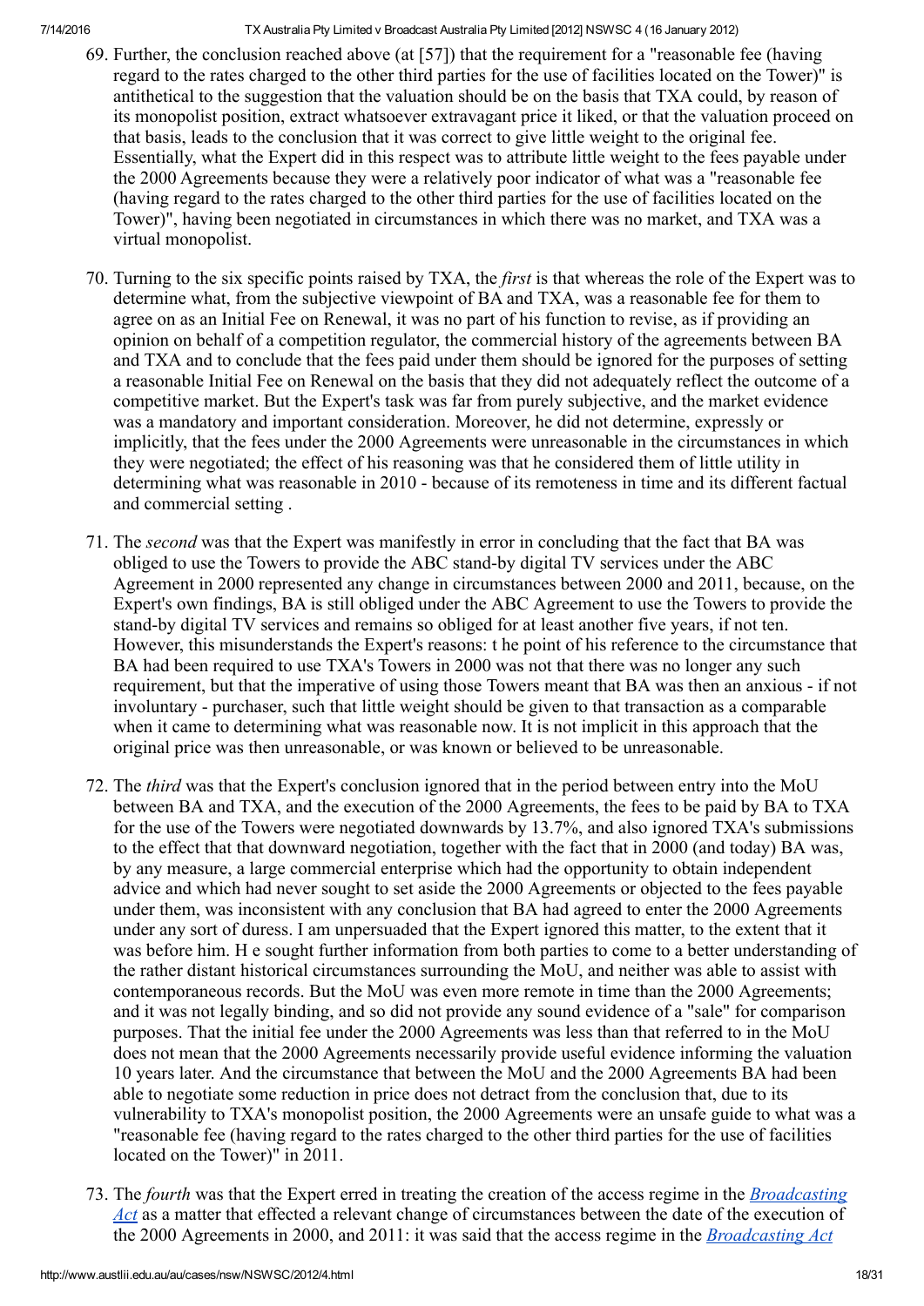69. Further, the conclusion reached above (at [57]) that the requirement for a "reasonable fee (having regard to the rates charged to the other third parties for the use of facilities located on the Tower)" is antithetical to the suggestion that the valuation should be on the basis that TXA could, by reason of its monopolist position, extract whatsoever extravagant price it liked, or that the valuation proceed on that basis, leads to the conclusion that it was correct to give little weight to the original fee. Essentially, what the Expert did in this respect was to attribute little weight to the fees payable under the 2000 Agreements because they were a relatively poor indicator of what was a "reasonable fee (having regard to the rates charged to the other third parties for the use of facilities located on the Tower)", having been negotiated in circumstances in which there was no market, and TXA was a virtual monopolist.

70. Turning to the six specific points raised by TXA, the *first* is that whereas the role of the Expert was to determine what, from the subjective viewpoint of BA and TXA, was a reasonable fee for them to agree on as an Initial Fee on Renewal, it was no part of his function to revise, as if providing an opinion on behalf of a competition regulator, the commercial history of the agreements between BA and TXA and to conclude that the fees paid under them should be ignored for the purposes of setting a reasonable Initial Fee on Renewal on the basis that they did not adequately reflect the outcome of a competitive market. But the Expert's task was far from purely subjective, and the market evidence was a mandatory and important consideration. Moreover, he did not determine, expressly or implicitly, that the fees under the 2000 Agreements were unreasonable in the circumstances in which they were negotiated; the effect of his reasoning was that he considered them of little utility in determining what was reasonable in 2010 - because of its remoteness in time and its different factual and commercial setting .

71. The *second* was that the Expert was manifestly in error in concluding that the fact that BA was obliged to use the Towers to provide the ABC stand-by digital TV services under the ABC Agreement in 2000 represented any change in circumstances between 2000 and 2011, because, on the Expert's own findings, BA is still obliged under the ABC Agreement to use the Towers to provide the stand-by digital TV services and remains so obliged for at least another five years, if not ten. However, this misunderstands the Expert's reasons: t he point of his reference to the circumstance that BA had been required to use TXA's Towers in 2000 was not that there was no longer any such requirement, but that the imperative of using those Towers meant that BA was then an anxious - if not involuntary - purchaser, such that little weight should be given to that transaction as a comparable when it came to determining what was reasonable now. It is not implicit in this approach that the original price was then unreasonable, or was known or believed to be unreasonable.

72. The *third* was that the Expert's conclusion ignored that in the period between entry into the MoU between BA and TXA, and the execution of the 2000 Agreements, the fees to be paid by BA to TXA for the use of the Towers were negotiated downwards by 13.7%, and also ignored TXA's submissions to the effect that that downward negotiation, together with the fact that in 2000 (and today) BA was, by any measure, a large commercial enterprise which had the opportunity to obtain independent advice and which had never sought to set aside the 2000 Agreements or objected to the fees payable under them, was inconsistent with any conclusion that BA had agreed to enter the 2000 Agreements under any sort of duress. I am unpersuaded that the Expert ignored this matter, to the extent that it was before him. H e sought further information from both parties to come to a better understanding of the rather distant historical circumstances surrounding the MoU, and neither was able to assist with contemporaneous records. But the MoU was even more remote in time than the 2000 Agreements; and it was not legally binding, and so did not provide any sound evidence of a "sale" for comparison purposes. That the initial fee under the 2000 Agreements was less than that referred to in the MoU does not mean that the 2000 Agreements necessarily provide useful evidence informing the valuation 10 years later. And the circumstance that between the MoU and the 2000 Agreements BA had been able to negotiate some reduction in price does not detract from the conclusion that, due to its vulnerability to TXA's monopolist position, the 2000 Agreements were an unsafe guide to what was a "reasonable fee (having regard to the rates charged to the other third parties for the use of facilities located on the Tower)" in 2011.

73. The *fourth* was that the Expert erred in treating the creation of the access regime in the *Broadcasting Act* as a matter that effected a relevant change of circumstances between the date of the execution of the 2000 Agreements in 2000, and 2011: it was said that the access regime in the *Broadcasting Act*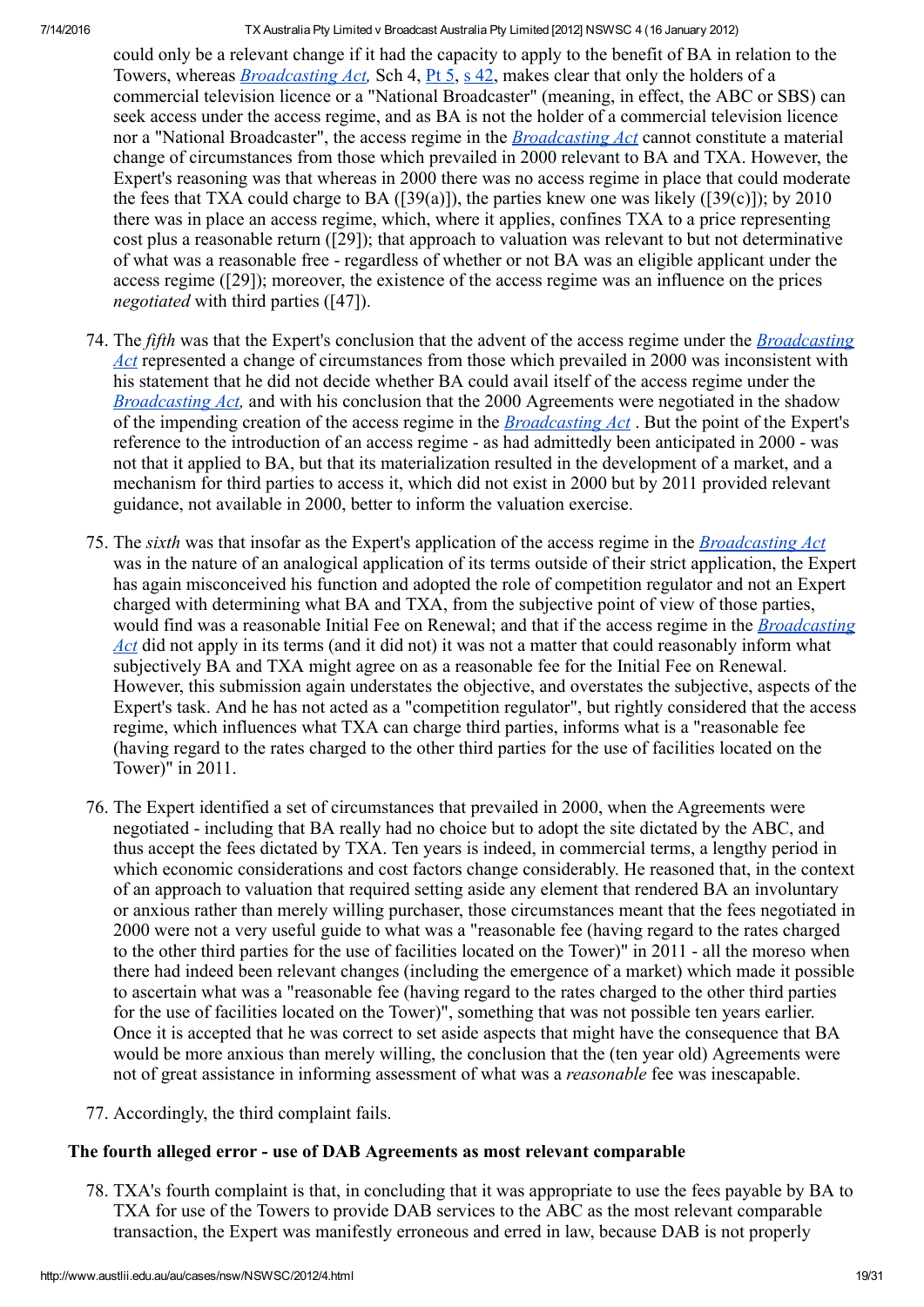could only be a relevant change if it had the capacity to apply to the benefit of BA in relation to the Towers, whereas *Broadcasting Act,* Sch 4, Pt 5, s 42, makes clear that only the holders of a commercial television licence or a "National Broadcaster" (meaning, in effect, the ABC or SBS) can seek access under the access regime, and as BA is not the holder of a commercial television licence nor a "National Broadcaster", the access regime in the *Broadcasting Act* cannot constitute a material change of circumstances from those which prevailed in 2000 relevant to BA and TXA. However, the Expert's reasoning was that whereas in 2000 there was no access regime in place that could moderate the fees that TXA could charge to BA ([39(a)]), the parties knew one was likely ([39(c)]); by 2010 there was in place an access regime, which, where it applies, confines TXA to a price representing cost plus a reasonable return ([29]); that approach to valuation was relevant to but not determinative of what was a reasonable free - regardless of whether or not BA was an eligible applicant under the access regime ([29]); moreover, the existence of the access regime was an influence on the prices *negotiated* with third parties ([47]).

74. The *fifth* was that the Expert's conclusion that the advent of the access regime under the *Broadcasting Act* represented a change of circumstances from those which prevailed in 2000 was inconsistent with his statement that he did not decide whether BA could avail itself of the access regime under the *Broadcasting Act,* and with his conclusion that the 2000 Agreements were negotiated in the shadow of the impending creation of the access regime in the *Broadcasting Act* . But the point of the Expert's reference to the introduction of an access regime - as had admittedly been anticipated in 2000 - was not that it applied to BA, but that its materialization resulted in the development of a market, and a mechanism for third parties to access it, which did not exist in 2000 but by 2011 provided relevant guidance, not available in 2000, better to inform the valuation exercise.

75. The *sixth* was that insofar as the Expert's application of the access regime in the *Broadcasting Act* was in the nature of an analogical application of its terms outside of their strict application, the Expert has again misconceived his function and adopted the role of competition regulator and not an Expert charged with determining what BA and TXA, from the subjective point of view of those parties, would find was a reasonable Initial Fee on Renewal; and that if the access regime in the *Broadcasting Act* did not apply in its terms (and it did not) it was not a matter that could reasonably inform what subjectively BA and TXA might agree on as a reasonable fee for the Initial Fee on Renewal. However, this submission again understates the objective, and overstates the subjective, aspects of the Expert's task. And he has not acted as a "competition regulator", but rightly considered that the access regime, which influences what TXA can charge third parties, informs what is a "reasonable fee (having regard to the rates charged to the other third parties for the use of facilities located on the Tower)" in 2011.

76. The Expert identified a set of circumstances that prevailed in 2000, when the Agreements were negotiated - including that BA really had no choice but to adopt the site dictated by the ABC, and thus accept the fees dictated by TXA. Ten years is indeed, in commercial terms, a lengthy period in which economic considerations and cost factors change considerably. He reasoned that, in the context of an approach to valuation that required setting aside any element that rendered BA an involuntary or anxious rather than merely willing purchaser, those circumstances meant that the fees negotiated in 2000 were not a very useful guide to what was a "reasonable fee (having regard to the rates charged to the other third parties for the use of facilities located on the Tower)" in 2011 - all the moreso when there had indeed been relevant changes (including the emergence of a market) which made it possible to ascertain what was a "reasonable fee (having regard to the rates charged to the other third parties for the use of facilities located on the Tower)", something that was not possible ten years earlier. Once it is accepted that he was correct to set aside aspects that might have the consequence that BA would be more anxious than merely willing, the conclusion that the (ten year old) Agreements were not of great assistance in informing assessment of what was a *reasonable* fee was inescapable.

77. Accordingly, the third complaint fails.

### The fourth alleged error - use of DAB Agreements as most relevant comparable

78. TXA's fourth complaint is that, in concluding that it was appropriate to use the fees payable by BA to TXA for use of the Towers to provide DAB services to the ABC as the most relevant comparable transaction, the Expert was manifestly erroneous and erred in law, because DAB is not properly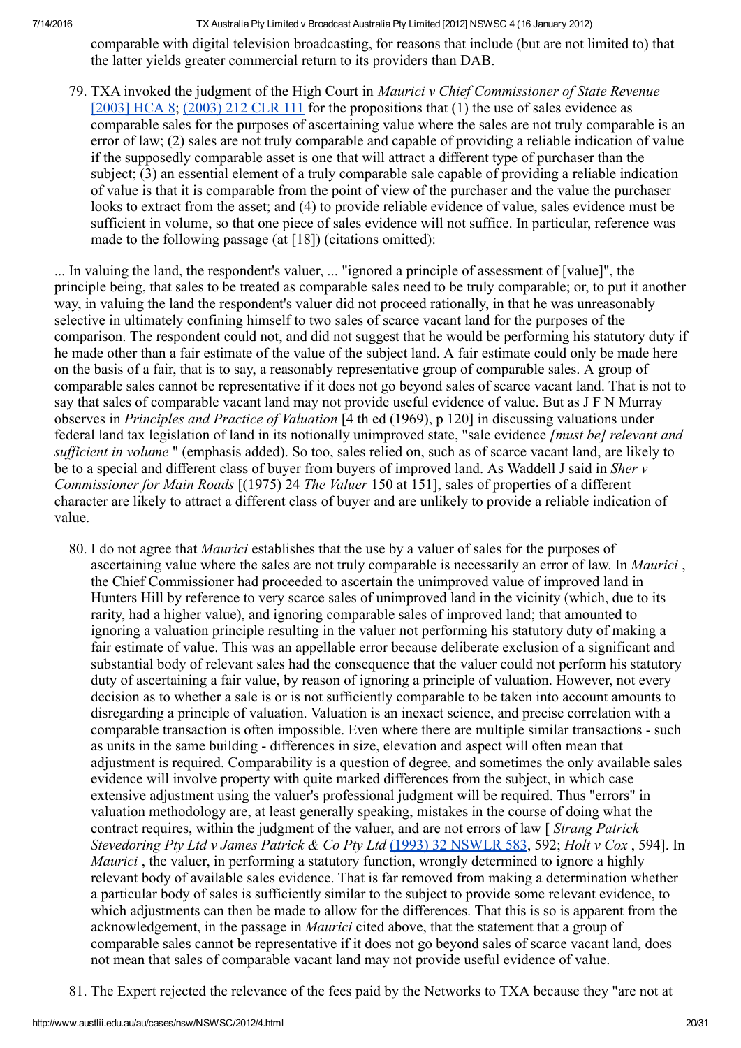comparable with digital television broadcasting, for reasons that include (but are not limited to) that the latter yields greater commercial return to its providers than DAB.

79. TXA invoked the judgment of the High Court in *Maurici v Chief Commissioner of State Revenue* [2003] HCA 8; (2003) 212 CLR 111 for the propositions that (1) the use of sales evidence as comparable sales for the purposes of ascertaining value where the sales are not truly comparable is an error of law; (2) sales are not truly comparable and capable of providing a reliable indication of value if the supposedly comparable asset is one that will attract a different type of purchaser than the subject; (3) an essential element of a truly comparable sale capable of providing a reliable indication of value is that it is comparable from the point of view of the purchaser and the value the purchaser looks to extract from the asset; and (4) to provide reliable evidence of value, sales evidence must be sufficient in volume, so that one piece of sales evidence will not suffice. In particular, reference was made to the following passage (at [18]) (citations omitted):

... In valuing the land, the respondent's valuer, ... "ignored a principle of assessment of [value]", the principle being, that sales to be treated as comparable sales need to be truly comparable; or, to put it another way, in valuing the land the respondent's valuer did not proceed rationally, in that he was unreasonably selective in ultimately confining himself to two sales of scarce vacant land for the purposes of the comparison. The respondent could not, and did not suggest that he would be performing his statutory duty if he made other than a fair estimate of the value of the subject land. A fair estimate could only be made here on the basis of a fair, that is to say, a reasonably representative group of comparable sales. A group of comparable sales cannot be representative if it does not go beyond sales of scarce vacant land. That is not to say that sales of comparable vacant land may not provide useful evidence of value. But as J F N Murray observes in *Principles and Practice of Valuation* [4 th ed (1969), p 120] in discussing valuations under federal land tax legislation of land in its notionally unimproved state, "sale evidence *[must be] relevant and sufficient in volume* " (emphasis added). So too, sales relied on, such as of scarce vacant land, are likely to be to a special and different class of buyer from buyers of improved land. As Waddell J said in *Sher v Commissioner for Main Roads* [(1975) 24 *The Valuer* 150 at 151], sales of properties of a different character are likely to attract a different class of buyer and are unlikely to provide a reliable indication of value.

80. I do not agree that *Maurici* establishes that the use by a valuer of sales for the purposes of ascertaining value where the sales are not truly comparable is necessarily an error of law. In *Maurici* , the Chief Commissioner had proceeded to ascertain the unimproved value of improved land in Hunters Hill by reference to very scarce sales of unimproved land in the vicinity (which, due to its rarity, had a higher value), and ignoring comparable sales of improved land; that amounted to ignoring a valuation principle resulting in the valuer not performing his statutory duty of making a fair estimate of value. This was an appellable error because deliberate exclusion of a significant and substantial body of relevant sales had the consequence that the valuer could not perform his statutory duty of ascertaining a fair value, by reason of ignoring a principle of valuation. However, not every decision as to whether a sale is or is not sufficiently comparable to be taken into account amounts to disregarding a principle of valuation. Valuation is an inexact science, and precise correlation with a comparable transaction is often impossible. Even where there are multiple similar transactions - such as units in the same building - differences in size, elevation and aspect will often mean that adjustment is required. Comparability is a question of degree, and sometimes the only available sales evidence will involve property with quite marked differences from the subject, in which case extensive adjustment using the valuer's professional judgment will be required. Thus "errors" in valuation methodology are, at least generally speaking, mistakes in the course of doing what the contract requires, within the judgment of the valuer, and are not errors of law [ *Strang Patrick Stevedoring Pty Ltd v James Patrick & Co Pty Ltd* (1993) 32 NSWLR 583, 592; *Holt v Cox* , 594]. In *Maurici* , the valuer, in performing a statutory function, wrongly determined to ignore a highly relevant body of available sales evidence. That is far removed from making a determination whether a particular body of sales is sufficiently similar to the subject to provide some relevant evidence, to which adjustments can then be made to allow for the differences. That this is so is apparent from the acknowledgement, in the passage in *Maurici* cited above, that the statement that a group of comparable sales cannot be representative if it does not go beyond sales of scarce vacant land, does not mean that sales of comparable vacant land may not provide useful evidence of value.

81. The Expert rejected the relevance of the fees paid by the Networks to TXA because they "are not at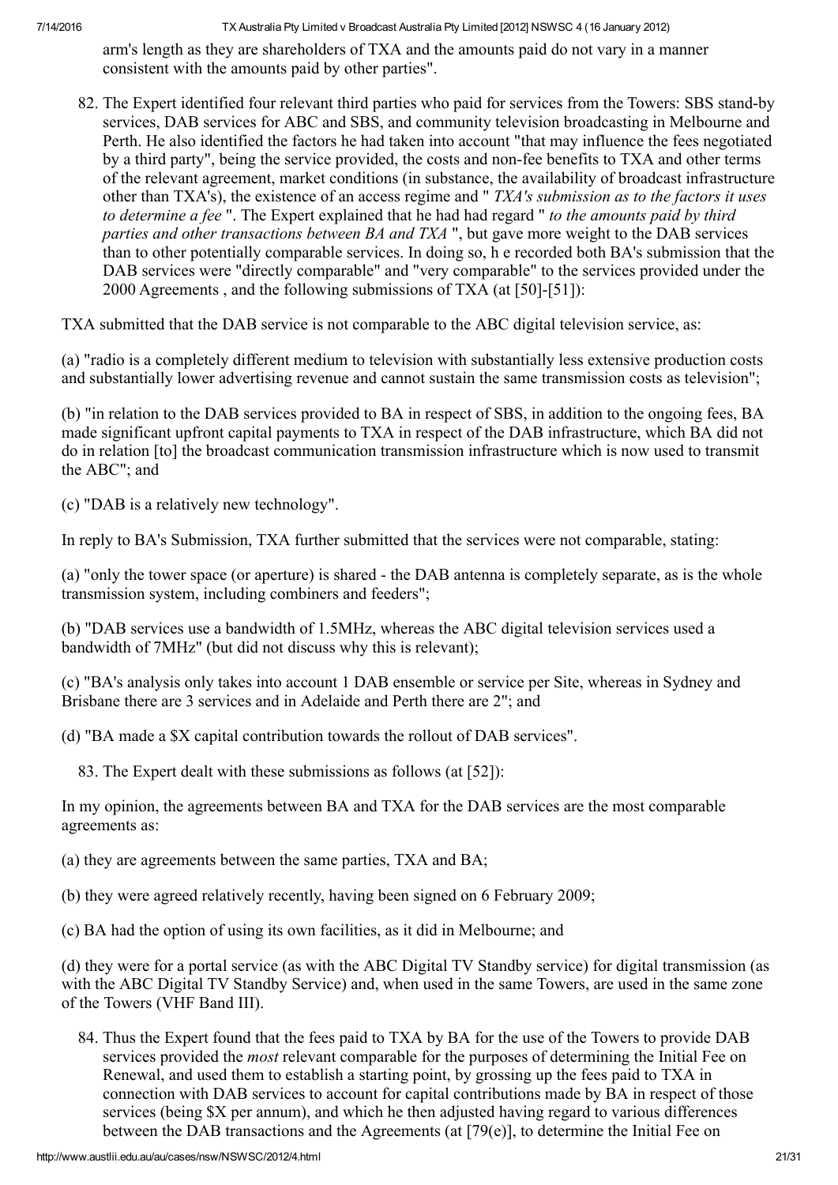arm's length as they are shareholders of TXA and the amounts paid do not vary in a manner consistent with the amounts paid by other parties".

82. The Expert identified four relevant third parties who paid for services from the Towers: SBS stand-by services, DAB services for ABC and SBS, and community television broadcasting in Melbourne and Perth. He also identified the factors he had taken into account "that may influence the fees negotiated by a third party", being the service provided, the costs and non-fee benefits to TXA and other terms of the relevant agreement, market conditions (in substance, the availability of broadcast infrastructure other than TXA's), the existence of an access regime and " *TXA's submission as to the factors it uses to determine a fee* ". The Expert explained that he had had regard " *to the amounts paid by third parties and other transactions between BA and TXA* ", but gave more weight to the DAB services than to other potentially comparable services. In doing so, h e recorded both BA's submission that the DAB services were "directly comparable" and "very comparable" to the services provided under the 2000 Agreements , and the following submissions of TXA (at [50]-[51]):

TXA submitted that the DAB service is not comparable to the ABC digital television service, as:

(a) "radio is a completely different medium to television with substantially less extensive production costs and substantially lower advertising revenue and cannot sustain the same transmission costs as television";

(b) "in relation to the DAB services provided to BA in respect of SBS, in addition to the ongoing fees, BA made significant upfront capital payments to TXA in respect of the DAB infrastructure, which BA did not do in relation [to] the broadcast communication transmission infrastructure which is now used to transmit the ABC"; and

(c) "DAB is a relatively new technology".

In reply to BA's Submission, TXA further submitted that the services were not comparable, stating:

(a) "only the tower space (or aperture) is shared - the DAB antenna is completely separate, as is the whole transmission system, including combiners and feeders";

(b) "DAB services use a bandwidth of 1.5MHz, whereas the ABC digital television services used a bandwidth of 7MHz" (but did not discuss why this is relevant);

(c) "BA's analysis only takes into account 1 DAB ensemble or service per Site, whereas in Sydney and Brisbane there are 3 services and in Adelaide and Perth there are 2"; and

(d) "BA made a $X capital contribution towards the rollout of DAB services".

83. The Expert dealt with these submissions as follows (at [52]):

In my opinion, the agreements between BA and TXA for the DAB services are the most comparable agreements as:

(a) they are agreements between the same parties, TXA and BA;

(b) they were agreed relatively recently, having been signed on 6 February 2009;

(c) BA had the option of using its own facilities, as it did in Melbourne; and

(d) they were for a portal service (as with the ABC Digital TV Standby service) for digital transmission (as with the ABC Digital TV Standby Service) and, when used in the same Towers, are used in the same zone of the Towers (VHF Band III).

84. Thus the Expert found that the fees paid to TXA by BA for the use of the Towers to provide DAB services provided the *most* relevant comparable for the purposes of determining the Initial Fee on Renewal, and used them to establish a starting point, by grossing up the fees paid to TXA in connection with DAB services to account for capital contributions made by BA in respect of those services (being $X per annum), and which he then adjusted having regard to various differences between the DAB transactions and the Agreements (at [79(e)], to determine the Initial Fee on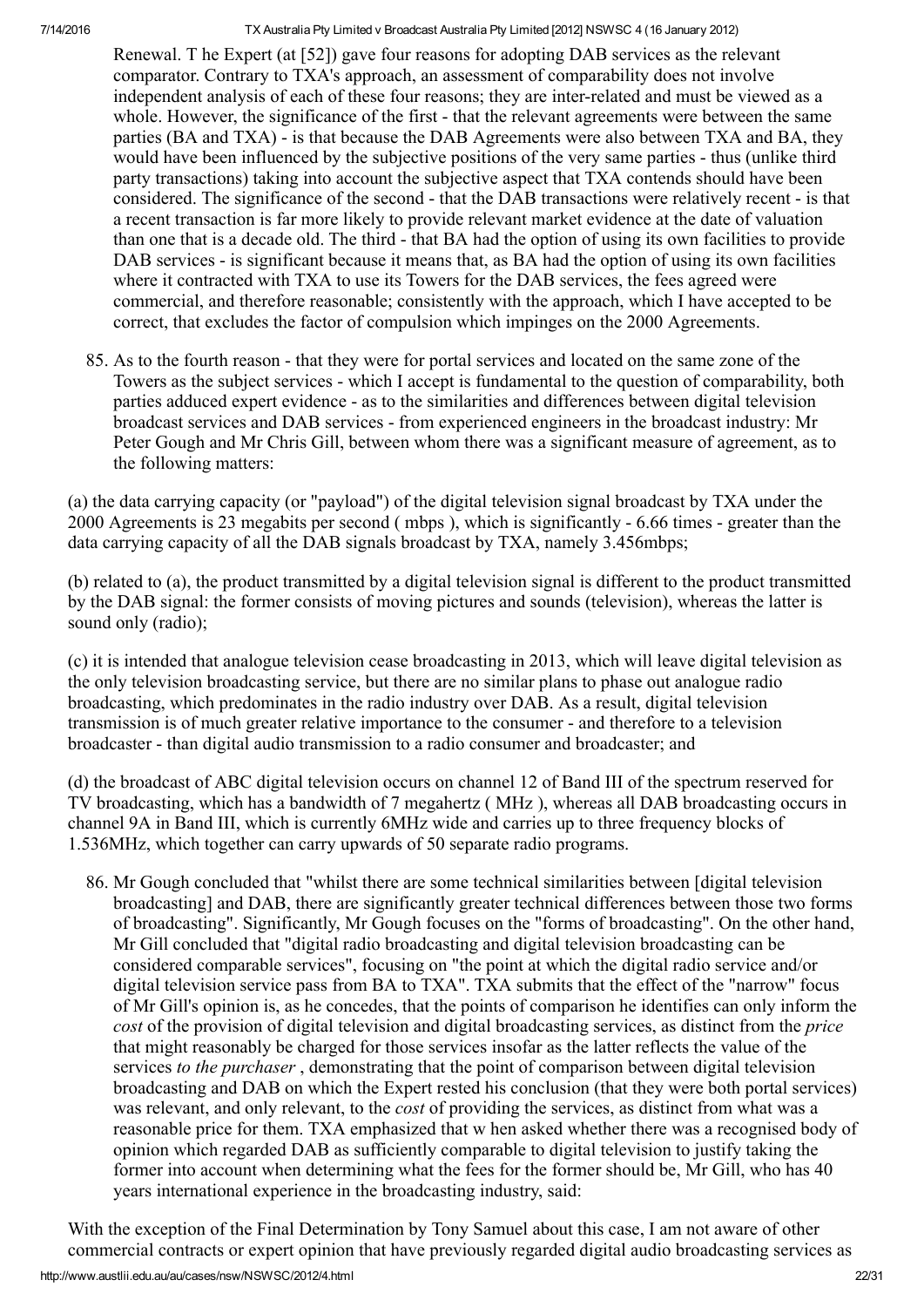Renewal. T he Expert (at [52]) gave four reasons for adopting DAB services as the relevant comparator. Contrary to TXA's approach, an assessment of comparability does not involve independent analysis of each of these four reasons; they are inter-related and must be viewed as a whole. However, the significance of the first - that the relevant agreements were between the same parties (BA and TXA) - is that because the DAB Agreements were also between TXA and BA, they would have been influenced by the subjective positions of the very same parties - thus (unlike third party transactions) taking into account the subjective aspect that TXA contends should have been considered. The significance of the second - that the DAB transactions were relatively recent - is that a recent transaction is far more likely to provide relevant market evidence at the date of valuation than one that is a decade old. The third - that BA had the option of using its own facilities to provide DAB services - is significant because it means that, as BA had the option of using its own facilities where it contracted with TXA to use its Towers for the DAB services, the fees agreed were commercial, and therefore reasonable; consistently with the approach, which I have accepted to be correct, that excludes the factor of compulsion which impinges on the 2000 Agreements.

85. As to the fourth reason - that they were for portal services and located on the same zone of the Towers as the subject services - which I accept is fundamental to the question of comparability, both parties adduced expert evidence - as to the similarities and differences between digital television broadcast services and DAB services - from experienced engineers in the broadcast industry: Mr Peter Gough and Mr Chris Gill, between whom there was a significant measure of agreement, as to the following matters:

(a) the data carrying capacity (or "payload") of the digital television signal broadcast by TXA under the 2000 Agreements is 23 megabits per second ( mbps ), which is significantly - 6.66 times - greater than the data carrying capacity of all the DAB signals broadcast by TXA, namely 3.456mbps;

(b) related to (a), the product transmitted by a digital television signal is different to the product transmitted by the DAB signal: the former consists of moving pictures and sounds (television), whereas the latter is sound only (radio);

(c) it is intended that analogue television cease broadcasting in 2013, which will leave digital television as the only television broadcasting service, but there are no similar plans to phase out analogue radio broadcasting, which predominates in the radio industry over DAB. As a result, digital television transmission is of much greater relative importance to the consumer - and therefore to a television broadcaster - than digital audio transmission to a radio consumer and broadcaster; and

(d) the broadcast of ABC digital television occurs on channel 12 of Band III of the spectrum reserved for TV broadcasting, which has a bandwidth of 7 megahertz ( MHz ), whereas all DAB broadcasting occurs in channel 9A in Band III, which is currently 6MHz wide and carries up to three frequency blocks of 1.536MHz, which together can carry upwards of 50 separate radio programs.

86. Mr Gough concluded that "whilst there are some technical similarities between [digital television broadcasting] and DAB, there are significantly greater technical differences between those two forms of broadcasting". Significantly, Mr Gough focuses on the "forms of broadcasting". On the other hand, Mr Gill concluded that "digital radio broadcasting and digital television broadcasting can be considered comparable services", focusing on "the point at which the digital radio service and/or digital television service pass from BA to TXA". TXA submits that the effect of the "narrow" focus of Mr Gill's opinion is, as he concedes, that the points of comparison he identifies can only inform the *cost* of the provision of digital television and digital broadcasting services, as distinct from the *price* that might reasonably be charged for those services insofar as the latter reflects the value of the services *to the purchaser* , demonstrating that the point of comparison between digital television broadcasting and DAB on which the Expert rested his conclusion (that they were both portal services) was relevant, and only relevant, to the *cost* of providing the services, as distinct from what was a reasonable price for them. TXA emphasized that w hen asked whether there was a recognised body of opinion which regarded DAB as sufficiently comparable to digital television to justify taking the former into account when determining what the fees for the former should be, Mr Gill, who has 40 years international experience in the broadcasting industry, said:

With the exception of the Final Determination by Tony Samuel about this case, I am not aware of other commercial contracts or expert opinion that have previously regarded digital audio broadcasting services as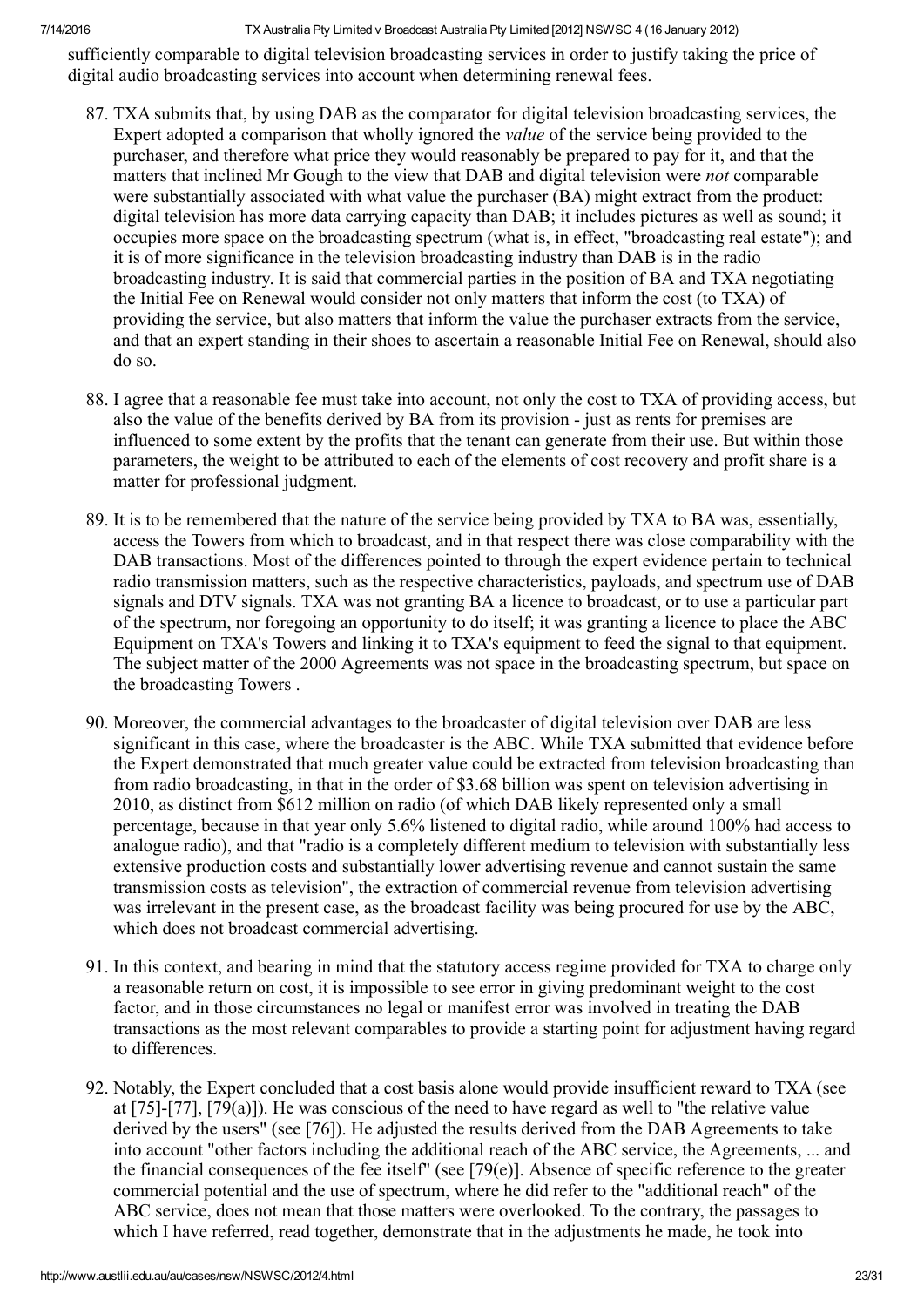sufficiently comparable to digital television broadcasting services in order to justify taking the price of digital audio broadcasting services into account when determining renewal fees.

87. TXA submits that, by using DAB as the comparator for digital television broadcasting services, the Expert adopted a comparison that wholly ignored the *value* of the service being provided to the purchaser, and therefore what price they would reasonably be prepared to pay for it, and that the matters that inclined Mr Gough to the view that DAB and digital television were *not* comparable were substantially associated with what value the purchaser (BA) might extract from the product: digital television has more data carrying capacity than DAB; it includes pictures as well as sound; it occupies more space on the broadcasting spectrum (what is, in effect, "broadcasting real estate"); and it is of more significance in the television broadcasting industry than DAB is in the radio broadcasting industry. It is said that commercial parties in the position of BA and TXA negotiating the Initial Fee on Renewal would consider not only matters that inform the cost (to TXA) of providing the service, but also matters that inform the value the purchaser extracts from the service, and that an expert standing in their shoes to ascertain a reasonable Initial Fee on Renewal, should also do so.

88. I agree that a reasonable fee must take into account, not only the cost to TXA of providing access, but also the value of the benefits derived by BA from its provision - just as rents for premises are influenced to some extent by the profits that the tenant can generate from their use. But within those parameters, the weight to be attributed to each of the elements of cost recovery and profit share is a matter for professional judgment.

89. It is to be remembered that the nature of the service being provided by TXA to BA was, essentially, access the Towers from which to broadcast, and in that respect there was close comparability with the DAB transactions. Most of the differences pointed to through the expert evidence pertain to technical radio transmission matters, such as the respective characteristics, payloads, and spectrum use of DAB signals and DTV signals. TXA was not granting BA a licence to broadcast, or to use a particular part of the spectrum, nor foregoing an opportunity to do itself; it was granting a licence to place the ABC Equipment on TXA's Towers and linking it to TXA's equipment to feed the signal to that equipment. The subject matter of the 2000 Agreements was not space in the broadcasting spectrum, but space on the broadcasting Towers .

90. Moreover, the commercial advantages to the broadcaster of digital television over DAB are less significant in this case, where the broadcaster is the ABC. While TXA submitted that evidence before the Expert demonstrated that much greater value could be extracted from television broadcasting than from radio broadcasting, in that in the order of $3.68 billion was spent on television advertising in 2010, as distinct from $612 million on radio (of which DAB likely represented only a small percentage, because in that year only 5.6% listened to digital radio, while around 100% had access to analogue radio), and that "radio is a completely different medium to television with substantially less extensive production costs and substantially lower advertising revenue and cannot sustain the same transmission costs as television", the extraction of commercial revenue from television advertising was irrelevant in the present case, as the broadcast facility was being procured for use by the ABC, which does not broadcast commercial advertising.

91. In this context, and bearing in mind that the statutory access regime provided for TXA to charge only a reasonable return on cost, it is impossible to see error in giving predominant weight to the cost factor, and in those circumstances no legal or manifest error was involved in treating the DAB transactions as the most relevant comparables to provide a starting point for adjustment having regard to differences.

92. Notably, the Expert concluded that a cost basis alone would provide insufficient reward to TXA (see at [75]-[77], [79(a)]). He was conscious of the need to have regard as well to "the relative value derived by the users" (see [76]). He adjusted the results derived from the DAB Agreements to take into account "other factors including the additional reach of the ABC service, the Agreements, ... and the financial consequences of the fee itself" (see [79(e)]. Absence of specific reference to the greater commercial potential and the use of spectrum, where he did refer to the "additional reach" of the ABC service, does not mean that those matters were overlooked. To the contrary, the passages to which I have referred, read together, demonstrate that in the adjustments he made, he took into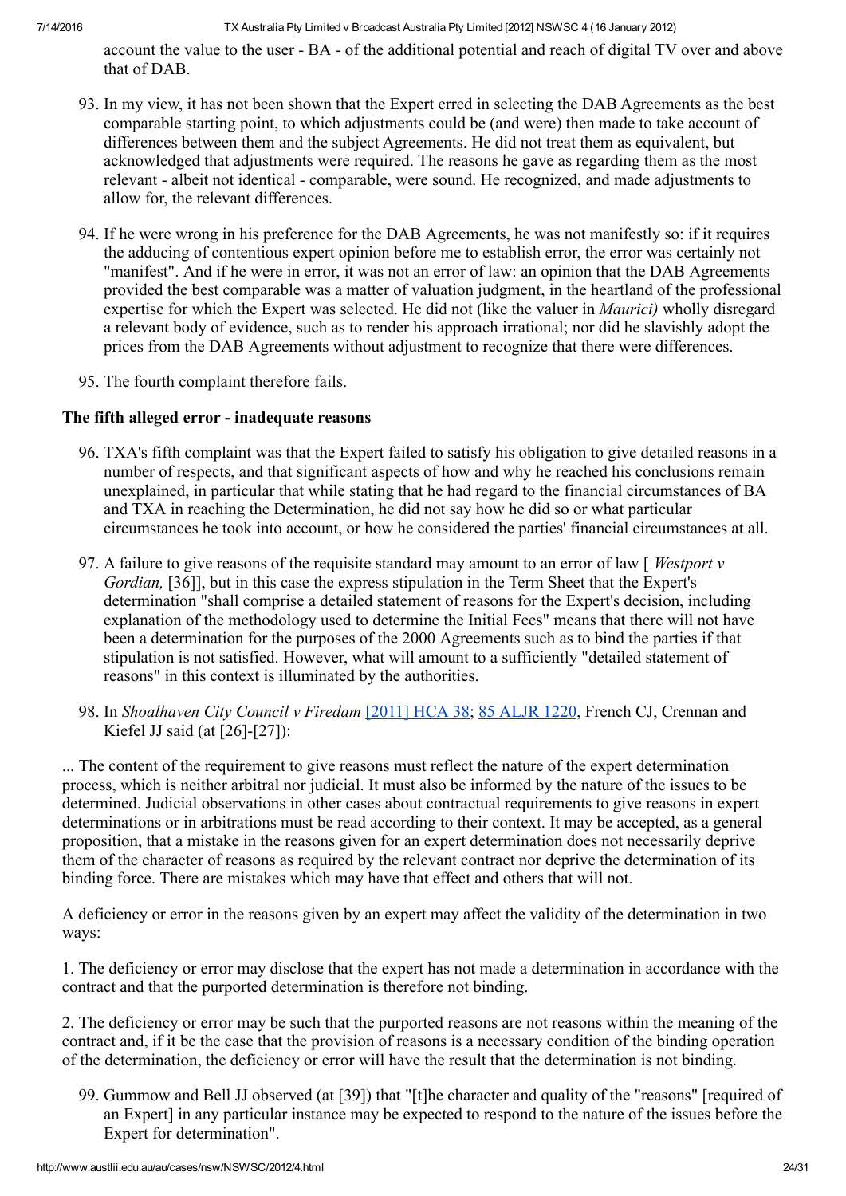account the value to the user - BA - of the additional potential and reach of digital TV over and above that of DAB.

93. In my view, it has not been shown that the Expert erred in selecting the DAB Agreements as the best comparable starting point, to which adjustments could be (and were) then made to take account of differences between them and the subject Agreements. He did not treat them as equivalent, but acknowledged that adjustments were required. The reasons he gave as regarding them as the most relevant - albeit not identical - comparable, were sound. He recognized, and made adjustments to allow for, the relevant differences.

94. If he were wrong in his preference for the DAB Agreements, he was not manifestly so: if it requires the adducing of contentious expert opinion before me to establish error, the error was certainly not "manifest". And if he were in error, it was not an error of law: an opinion that the DAB Agreements provided the best comparable was a matter of valuation judgment, in the heartland of the professional expertise for which the Expert was selected. He did not (like the valuer in *Maurici)* wholly disregard a relevant body of evidence, such as to render his approach irrational; nor did he slavishly adopt the prices from the DAB Agreements without adjustment to recognize that there were differences.

95. The fourth complaint therefore fails.

**The fifth alleged error - inadequate reasons**

96. TXA's fifth complaint was that the Expert failed to satisfy his obligation to give detailed reasons in a number of respects, and that significant aspects of how and why he reached his conclusions remain unexplained, in particular that while stating that he had regard to the financial circumstances of BA and TXA in reaching the Determination, he did not say how he did so or what particular circumstances he took into account, or how he considered the parties' financial circumstances at all.

97. A failure to give reasons of the requisite standard may amount to an error of law [ *Westport v Gordian,* [36]], but in this case the express stipulation in the Term Sheet that the Expert's determination "shall comprise a detailed statement of reasons for the Expert's decision, including explanation of the methodology used to determine the Initial Fees" means that there will not have been a determination for the purposes of the 2000 Agreements such as to bind the parties if that stipulation is not satisfied. However, what will amount to a sufficiently "detailed statement of reasons" in this context is illuminated by the authorities.

98. In *Shoalhaven City Council v Firedam* [2011] HCA 38; 85 ALJR 1220, French CJ, Crennan and Kiefel JJ said (at [26]-[27]):

... The content of the requirement to give reasons must reflect the nature of the expert determination process, which is neither arbitral nor judicial. It must also be informed by the nature of the issues to be determined. Judicial observations in other cases about contractual requirements to give reasons in expert determinations or in arbitrations must be read according to their context. It may be accepted, as a general proposition, that a mistake in the reasons given for an expert determination does not necessarily deprive them of the character of reasons as required by the relevant contract nor deprive the determination of its binding force. There are mistakes which may have that effect and others that will not.

A deficiency or error in the reasons given by an expert may affect the validity of the determination in two ways:

1. The deficiency or error may disclose that the expert has not made a determination in accordance with the contract and that the purported determination is therefore not binding.

2. The deficiency or error may be such that the purported reasons are not reasons within the meaning of the contract and, if it be the case that the provision of reasons is a necessary condition of the binding operation of the determination, the deficiency or error will have the result that the determination is not binding.

99. Gummow and Bell JJ observed (at [39]) that "[t]he character and quality of the "reasons" [required of an Expert] in any particular instance may be expected to respond to the nature of the issues before the Expert for determination".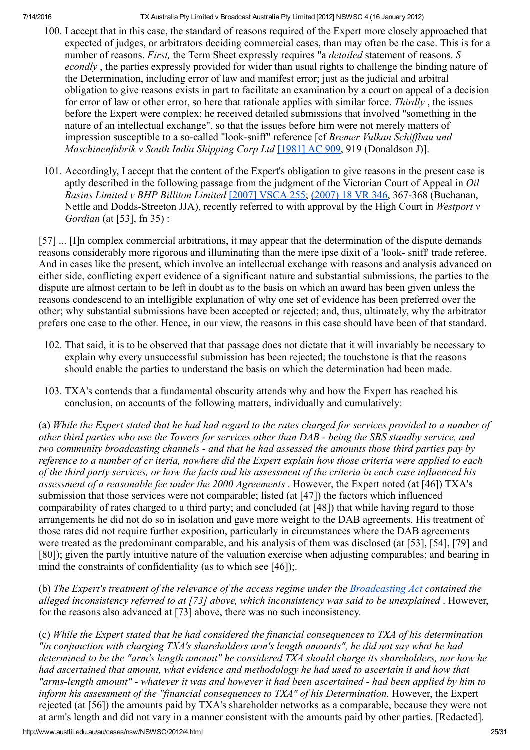100. I accept that in this case, the standard of reasons required of the Expert more closely approached that expected of judges, or arbitrators deciding commercial cases, than may often be the case. This is for a number of reasons. *First,* the Term Sheet expressly requires "a *detailed* statement of reasons. *S econdly* , the parties expressly provided for wider than usual rights to challenge the binding nature of the Determination, including error of law and manifest error; just as the judicial and arbitral obligation to give reasons exists in part to facilitate an examination by a court on appeal of a decision for error of law or other error, so here that rationale applies with similar force. *Thirdly* , the issues before the Expert were complex; he received detailed submissions that involved "something in the nature of an intellectual exchange", so that the issues before him were not merely matters of impression susceptible to a so-called "look-sniff" reference [cf *Bremer Vulkan Schiffbau und Maschinenfabrik v South India Shipping Corp Ltd* [1981] AC 909, 919 (Donaldson J)].

101. Accordingly, I accept that the content of the Expert's obligation to give reasons in the present case is aptly described in the following passage from the judgment of the Victorian Court of Appeal in *Oil Basins Limited v BHP Billiton Limited* [2007] VSCA 255; (2007) 18 VR 346, 367-368 (Buchanan, Nettle and Dodds-Streeton JJA), recently referred to with approval by the High Court in *Westport v Gordian* (at [53], fn 35) :

[57] ... [I]n complex commercial arbitrations, it may appear that the determination of the dispute demands reasons considerably more rigorous and illuminating than the mere ipse dixit of a 'look- sniff' trade referee. And in cases like the present, which involve an intellectual exchange with reasons and analysis advanced on either side, conflicting expert evidence of a significant nature and substantial submissions, the parties to the dispute are almost certain to be left in doubt as to the basis on which an award has been given unless the reasons condescend to an intelligible explanation of why one set of evidence has been preferred over the other; why substantial submissions have been accepted or rejected; and, thus, ultimately, why the arbitrator prefers one case to the other. Hence, in our view, the reasons in this case should have been of that standard.

102. That said, it is to be observed that that passage does not dictate that it will invariably be necessary to explain why every unsuccessful submission has been rejected; the touchstone is that the reasons should enable the parties to understand the basis on which the determination had been made.

103. TXA's contends that a fundamental obscurity attends why and how the Expert has reached his conclusion, on accounts of the following matters, individually and cumulatively:

(a) *While the Expert stated that he had had regard to the rates charged for services provided to a number of other third parties who use the Towers for services other than DAB - being the SBS standby service, and two community broadcasting channels - and that he had assessed the amounts those third parties pay by reference to a number of cr iteria, nowhere did the Expert explain how those criteria were applied to each of the third party services, or how the facts and his assessment of the criteria in each case influenced his assessment of a reasonable fee under the 2000 Agreements* . However, the Expert noted (at [46]) TXA's submission that those services were not comparable; listed (at [47]) the factors which influenced comparability of rates charged to a third party; and concluded (at [48]) that while having regard to those arrangements he did not do so in isolation and gave more weight to the DAB agreements. His treatment of those rates did not require further exposition, particularly in circumstances where the DAB agreements were treated as the predominant comparable, and his analysis of them was disclosed (at [53], [54], [79] and [80]); given the partly intuitive nature of the valuation exercise when adjusting comparables; and bearing in mind the constraints of confidentiality (as to which see [46]);.

(b) *The Expert's treatment of the relevance of the access regime under the Broadcasting Act contained the alleged inconsistency referred to at [73] above, which inconsistency was said to be unexplained* . However, for the reasons also advanced at [73] above, there was no such inconsistency.

(c) *While the Expert stated that he had considered the financial consequences to TXA of his determination "in conjunction with charging TXA's shareholders arm's length amounts", he did not say what he had determined to be the "arm's length amount" he considered TXA should charge its shareholders, nor how he had ascertained that amount, what evidence and methodology he had used to ascertain it and how that "arms-length amount" - whatever it was and however it had been ascertained - had been applied by him to inform his assessment of the "financial consequences to TXA" of his Determination.* However, the Expert rejected (at [56]) the amounts paid by TXA's shareholder networks as a comparable, because they were not at arm's length and did not vary in a manner consistent with the amounts paid by other parties. [Redacted].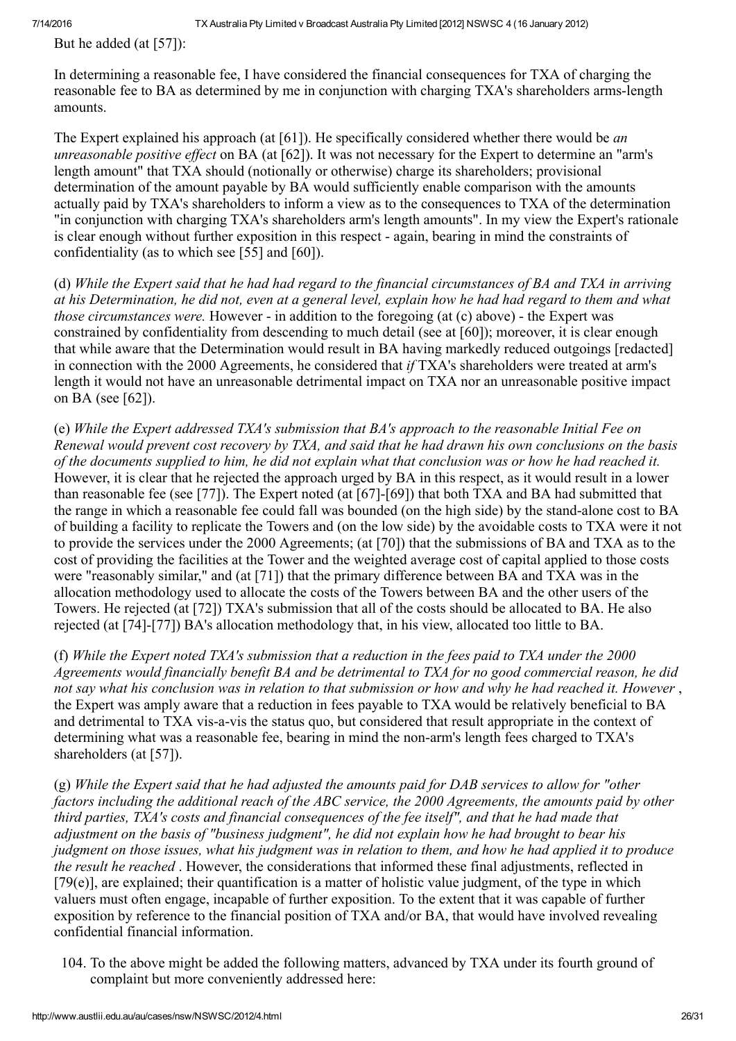But he added (at [57]):

In determining a reasonable fee, I have considered the financial consequences for TXA of charging the reasonable fee to BA as determined by me in conjunction with charging TXA's shareholders arms-length amounts.

The Expert explained his approach (at [61]). He specifically considered whether there would be *an unreasonable positive effect* on BA (at [62]). It was not necessary for the Expert to determine an "arm's length amount" that TXA should (notionally or otherwise) charge its shareholders; provisional determination of the amount payable by BA would sufficiently enable comparison with the amounts actually paid by TXA's shareholders to inform a view as to the consequences to TXA of the determination "in conjunction with charging TXA's shareholders arm's length amounts". In my view the Expert's rationale is clear enough without further exposition in this respect - again, bearing in mind the constraints of confidentiality (as to which see [55] and [60]).

(d) *While the Expert said that he had had regard to the financial circumstances of BA and TXA in arriving at his Determination, he did not, even at a general level, explain how he had had regard to them and what those circumstances were.* However - in addition to the foregoing (at (c) above) - the Expert was constrained by confidentiality from descending to much detail (see at [60]); moreover, it is clear enough that while aware that the Determination would result in BA having markedly reduced outgoings [redacted] in connection with the 2000 Agreements, he considered that *if* TXA's shareholders were treated at arm's length it would not have an unreasonable detrimental impact on TXA nor an unreasonable positive impact on BA (see [62]).

(e) *While the Expert addressed TXA's submission that BA's approach to the reasonable Initial Fee on Renewal would prevent cost recovery by TXA, and said that he had drawn his own conclusions on the basis of the documents supplied to him, he did not explain what that conclusion was or how he had reached it.* However, it is clear that he rejected the approach urged by BA in this respect, as it would result in a lower than reasonable fee (see [77]). The Expert noted (at [67]-[69]) that both TXA and BA had submitted that the range in which a reasonable fee could fall was bounded (on the high side) by the stand-alone cost to BA of building a facility to replicate the Towers and (on the low side) by the avoidable costs to TXA were it not to provide the services under the 2000 Agreements; (at [70]) that the submissions of BA and TXA as to the cost of providing the facilities at the Tower and the weighted average cost of capital applied to those costs were "reasonably similar," and (at [71]) that the primary difference between BA and TXA was in the allocation methodology used to allocate the costs of the Towers between BA and the other users of the Towers. He rejected (at [72]) TXA's submission that all of the costs should be allocated to BA. He also rejected (at [74]-[77]) BA's allocation methodology that, in his view, allocated too little to BA.

(f) *While the Expert noted TXA's submission that a reduction in the fees paid to TXA under the 2000 Agreements would financially benefit BA and be detrimental to TXA for no good commercial reason, he did not say what his conclusion was in relation to that submission or how and why he had reached it. However* , the Expert was amply aware that a reduction in fees payable to TXA would be relatively beneficial to BA and detrimental to TXA vis-a-vis the status quo, but considered that result appropriate in the context of determining what was a reasonable fee, bearing in mind the non-arm's length fees charged to TXA's shareholders (at [57]).

(g) *While the Expert said that he had adjusted the amounts paid for DAB services to allow for "other factors including the additional reach of the ABC service, the 2000 Agreements, the amounts paid by other third parties, TXA's costs and financial consequences of the fee itself", and that he had made that adjustment on the basis of "business judgment", he did not explain how he had brought to bear his judgment on those issues, what his judgment was in relation to them, and how he had applied it to produce the result he reached* . However, the considerations that informed these final adjustments, reflected in [79(e)], are explained; their quantification is a matter of holistic value judgment, of the type in which valuers must often engage, incapable of further exposition. To the extent that it was capable of further exposition by reference to the financial position of TXA and/or BA, that would have involved revealing confidential financial information.

104. To the above might be added the following matters, advanced by TXA under its fourth ground of complaint but more conveniently addressed here: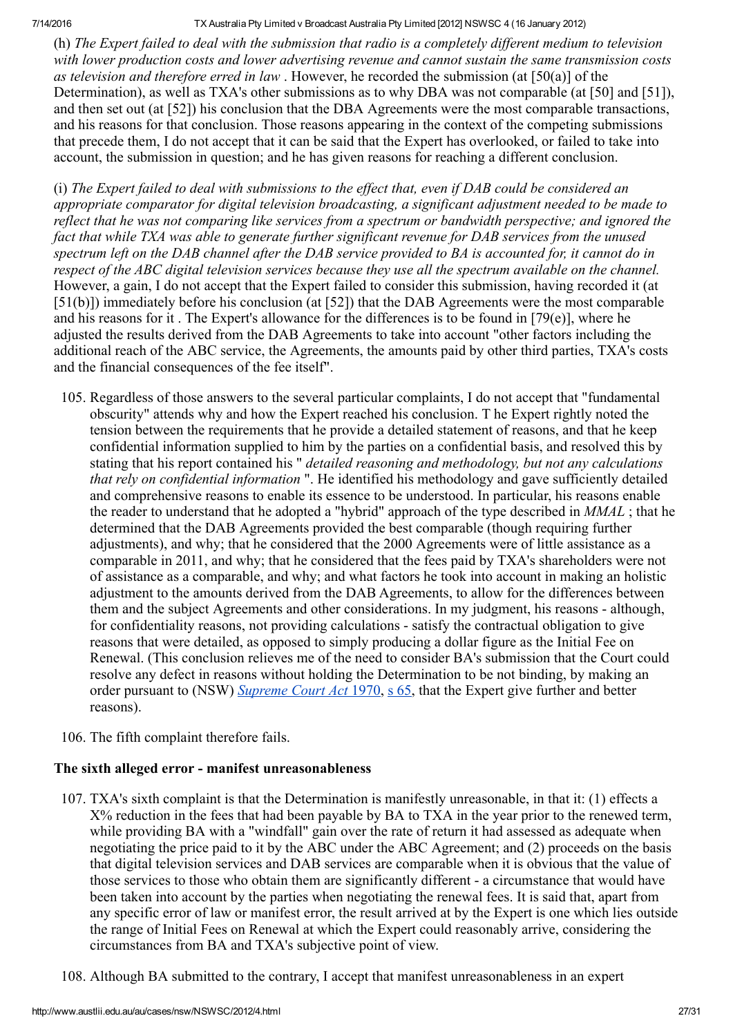(h) *The Expert failed to deal with the submission that radio is a completely different medium to television with lower production costs and lower advertising revenue and cannot sustain the same transmission costs as television and therefore erred in law* . However, he recorded the submission (at [50(a)] of the Determination), as well as TXA's other submissions as to why DBA was not comparable (at [50] and [51]), and then set out (at [52]) his conclusion that the DBA Agreements were the most comparable transactions, and his reasons for that conclusion. Those reasons appearing in the context of the competing submissions that precede them, I do not accept that it can be said that the Expert has overlooked, or failed to take into account, the submission in question; and he has given reasons for reaching a different conclusion.

(i) *The Expert failed to deal with submissions to the effect that, even if DAB could be considered an appropriate comparator for digital television broadcasting, a significant adjustment needed to be made to reflect that he was not comparing like services from a spectrum or bandwidth perspective; and ignored the fact that while TXA was able to generate further significant revenue for DAB services from the unused spectrum left on the DAB channel after the DAB service provided to BA is accounted for, it cannot do in respect of the ABC digital television services because they use all the spectrum available on the channel.* However, a gain, I do not accept that the Expert failed to consider this submission, having recorded it (at [51(b)]) immediately before his conclusion (at [52]) that the DAB Agreements were the most comparable and his reasons for it . The Expert's allowance for the differences is to be found in [79(e)], where he adjusted the results derived from the DAB Agreements to take into account "other factors including the additional reach of the ABC service, the Agreements, the amounts paid by other third parties, TXA's costs and the financial consequences of the fee itself".

105. Regardless of those answers to the several particular complaints, I do not accept that "fundamental obscurity" attends why and how the Expert reached his conclusion. T he Expert rightly noted the tension between the requirements that he provide a detailed statement of reasons, and that he keep confidential information supplied to him by the parties on a confidential basis, and resolved this by stating that his report contained his " *detailed reasoning and methodology, but not any calculations that rely on confidential information* ". He identified his methodology and gave sufficiently detailed and comprehensive reasons to enable its essence to be understood. In particular, his reasons enable the reader to understand that he adopted a "hybrid" approach of the type described in *MMAL* ; that he determined that the DAB Agreements provided the best comparable (though requiring further adjustments), and why; that he considered that the 2000 Agreements were of little assistance as a comparable in 2011, and why; that he considered that the fees paid by TXA's shareholders were not of assistance as a comparable, and why; and what factors he took into account in making an holistic adjustment to the amounts derived from the DAB Agreements, to allow for the differences between them and the subject Agreements and other considerations. In my judgment, his reasons - although, for confidentiality reasons, not providing calculations - satisfy the contractual obligation to give reasons that were detailed, as opposed to simply producing a dollar figure as the Initial Fee on Renewal. (This conclusion relieves me of the need to consider BA's submission that the Court could resolve any defect in reasons without holding the Determination to be not binding, by making an order pursuant to (NSW) *Supreme Court Act* 1970, s 65, that the Expert give further and better reasons).

106. The fifth complaint therefore fails.

### The sixth alleged error - manifest unreasonableness

107. TXA's sixth complaint is that the Determination is manifestly unreasonable, in that it: (1) effects a X% reduction in the fees that had been payable by BA to TXA in the year prior to the renewed term, while providing BA with a "windfall" gain over the rate of return it had assessed as adequate when negotiating the price paid to it by the ABC under the ABC Agreement; and (2) proceeds on the basis that digital television services and DAB services are comparable when it is obvious that the value of those services to those who obtain them are significantly different - a circumstance that would have been taken into account by the parties when negotiating the renewal fees. It is said that, apart from any specific error of law or manifest error, the result arrived at by the Expert is one which lies outside the range of Initial Fees on Renewal at which the Expert could reasonably arrive, considering the circumstances from BA and TXA's subjective point of view.

108. Although BA submitted to the contrary, I accept that manifest unreasonableness in an expert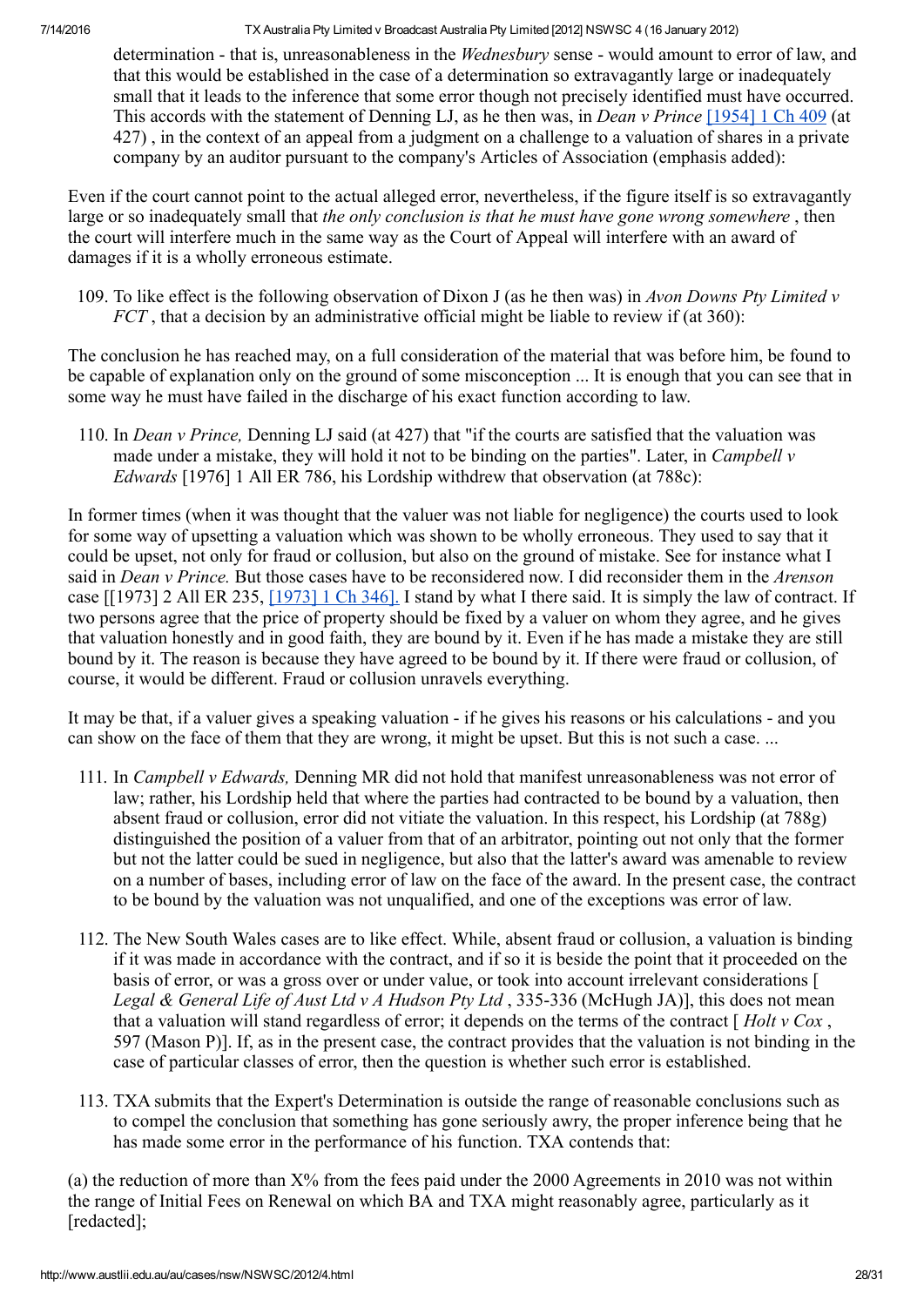determination - that is, unreasonableness in the *Wednesbury* sense - would amount to error of law, and that this would be established in the case of a determination so extravagantly large or inadequately small that it leads to the inference that some error though not precisely identified must have occurred. This accords with the statement of Denning LJ, as he then was, in *Dean v Prince* [1954] 1 Ch 409 (at 427) , in the context of an appeal from a judgment on a challenge to a valuation of shares in a private company by an auditor pursuant to the company's Articles of Association (emphasis added):

Even if the court cannot point to the actual alleged error, nevertheless, if the figure itself is so extravagantly large or so inadequately small that *the only conclusion is that he must have gone wrong somewhere* , then the court will interfere much in the same way as the Court of Appeal will interfere with an award of damages if it is a wholly erroneous estimate.

109. To like effect is the following observation of Dixon J (as he then was) in *Avon Downs Pty Limited v FCT* , that a decision by an administrative official might be liable to review if (at 360):

The conclusion he has reached may, on a full consideration of the material that was before him, be found to be capable of explanation only on the ground of some misconception ... It is enough that you can see that in some way he must have failed in the discharge of his exact function according to law.

110. In *Dean v Prince,* Denning LJ said (at 427) that "if the courts are satisfied that the valuation was made under a mistake, they will hold it not to be binding on the parties". Later, in *Campbell v Edwards* [1976] 1 All ER 786, his Lordship withdrew that observation (at 788c):

In former times (when it was thought that the valuer was not liable for negligence) the courts used to look for some way of upsetting a valuation which was shown to be wholly erroneous. They used to say that it could be upset, not only for fraud or collusion, but also on the ground of mistake. See for instance what I said in *Dean v Prince.* But those cases have to be reconsidered now. I did reconsider them in the *Arenson* case [[1973] 2 All ER 235, [1973] 1 Ch 346]. I stand by what I there said. It is simply the law of contract. If two persons agree that the price of property should be fixed by a valuer on whom they agree, and he gives that valuation honestly and in good faith, they are bound by it. Even if he has made a mistake they are still bound by it. The reason is because they have agreed to be bound by it. If there were fraud or collusion, of course, it would be different. Fraud or collusion unravels everything.

It may be that, if a valuer gives a speaking valuation - if he gives his reasons or his calculations - and you can show on the face of them that they are wrong, it might be upset. But this is not such a case. ...

111. In *Campbell v Edwards,* Denning MR did not hold that manifest unreasonableness was not error of law; rather, his Lordship held that where the parties had contracted to be bound by a valuation, then absent fraud or collusion, error did not vitiate the valuation. In this respect, his Lordship (at 788g) distinguished the position of a valuer from that of an arbitrator, pointing out not only that the former but not the latter could be sued in negligence, but also that the latter's award was amenable to review on a number of bases, including error of law on the face of the award. In the present case, the contract to be bound by the valuation was not unqualified, and one of the exceptions was error of law.

112. The New South Wales cases are to like effect. While, absent fraud or collusion, a valuation is binding if it was made in accordance with the contract, and if so it is beside the point that it proceeded on the basis of error, or was a gross over or under value, or took into account irrelevant considerations [ *Legal & General Life of Aust Ltd v A Hudson Pty Ltd* , 335-336 (McHugh JA)], this does not mean that a valuation will stand regardless of error; it depends on the terms of the contract [ *Holt v Cox* , 597 (Mason P)]. If, as in the present case, the contract provides that the valuation is not binding in the case of particular classes of error, then the question is whether such error is established.

113. TXA submits that the Expert's Determination is outside the range of reasonable conclusions such as to compel the conclusion that something has gone seriously awry, the proper inference being that he has made some error in the performance of his function. TXA contends that:

(a) the reduction of more than X% from the fees paid under the 2000 Agreements in 2010 was not within the range of Initial Fees on Renewal on which BA and TXA might reasonably agree, particularly as it [redacted];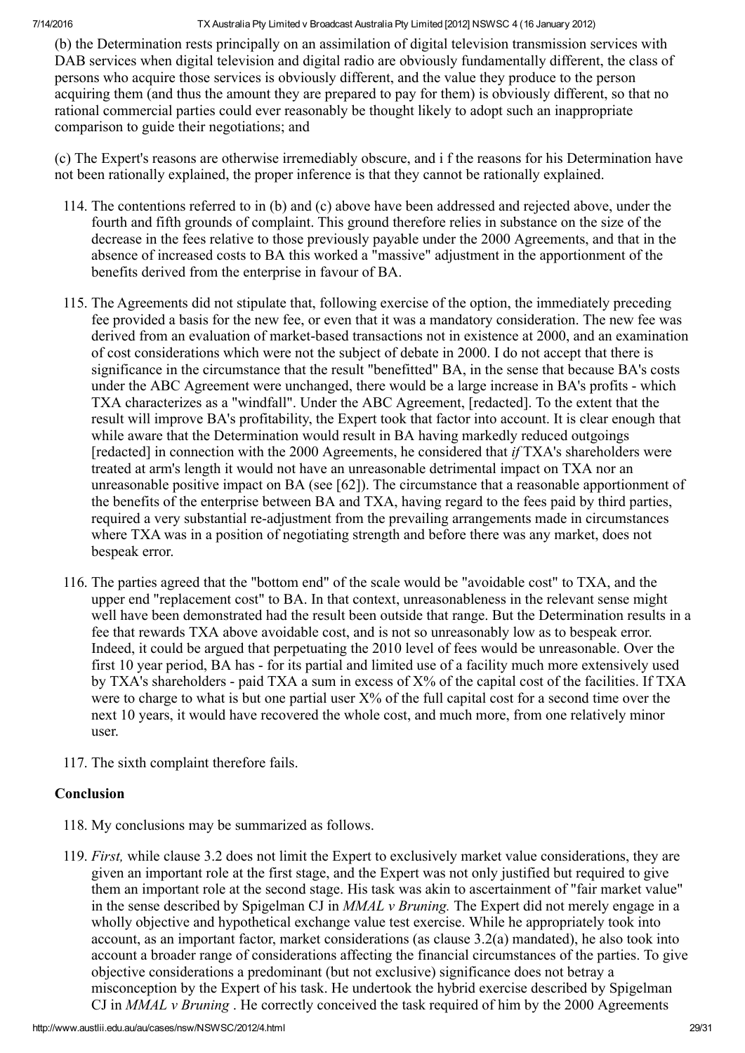(b) the Determination rests principally on an assimilation of digital television transmission services with DAB services when digital television and digital radio are obviously fundamentally different, the class of persons who acquire those services is obviously different, and the value they produce to the person acquiring them (and thus the amount they are prepared to pay for them) is obviously different, so that no rational commercial parties could ever reasonably be thought likely to adopt such an inappropriate comparison to guide their negotiations; and

(c) The Expert's reasons are otherwise irremediably obscure, and i f the reasons for his Determination have not been rationally explained, the proper inference is that they cannot be rationally explained.

114. The contentions referred to in (b) and (c) above have been addressed and rejected above, under the fourth and fifth grounds of complaint. This ground therefore relies in substance on the size of the decrease in the fees relative to those previously payable under the 2000 Agreements, and that in the absence of increased costs to BA this worked a "massive" adjustment in the apportionment of the benefits derived from the enterprise in favour of BA.

115. The Agreements did not stipulate that, following exercise of the option, the immediately preceding fee provided a basis for the new fee, or even that it was a mandatory consideration. The new fee was derived from an evaluation of market-based transactions not in existence at 2000, and an examination of cost considerations which were not the subject of debate in 2000. I do not accept that there is significance in the circumstance that the result "benefitted" BA, in the sense that because BA's costs under the ABC Agreement were unchanged, there would be a large increase in BA's profits - which TXA characterizes as a "windfall". Under the ABC Agreement, [redacted]. To the extent that the result will improve BA's profitability, the Expert took that factor into account. It is clear enough that while aware that the Determination would result in BA having markedly reduced outgoings [redacted] in connection with the 2000 Agreements, he considered that *if* TXA's shareholders were treated at arm's length it would not have an unreasonable detrimental impact on TXA nor an unreasonable positive impact on BA (see [62]). The circumstance that a reasonable apportionment of the benefits of the enterprise between BA and TXA, having regard to the fees paid by third parties, required a very substantial re-adjustment from the prevailing arrangements made in circumstances where TXA was in a position of negotiating strength and before there was any market, does not bespeak error.

116. The parties agreed that the "bottom end" of the scale would be "avoidable cost" to TXA, and the upper end "replacement cost" to BA. In that context, unreasonableness in the relevant sense might well have been demonstrated had the result been outside that range. But the Determination results in a fee that rewards TXA above avoidable cost, and is not so unreasonably low as to bespeak error. Indeed, it could be argued that perpetuating the 2010 level of fees would be unreasonable. Over the first 10 year period, BA has - for its partial and limited use of a facility much more extensively used by TXA's shareholders - paid TXA a sum in excess of X% of the capital cost of the facilities. If TXA were to charge to what is but one partial user X% of the full capital cost for a second time over the next 10 years, it would have recovered the whole cost, and much more, from one relatively minor user.

117. The sixth complaint therefore fails.

## Conclusion

118. My conclusions may be summarized as follows.

119. *First,* while clause 3.2 does not limit the Expert to exclusively market value considerations, they are given an important role at the first stage, and the Expert was not only justified but required to give them an important role at the second stage. His task was akin to ascertainment of "fair market value" in the sense described by Spigelman CJ in *MMAL v Bruning.* The Expert did not merely engage in a wholly objective and hypothetical exchange value test exercise. While he appropriately took into account, as an important factor, market considerations (as clause 3.2(a) mandated), he also took into account a broader range of considerations affecting the financial circumstances of the parties. To give objective considerations a predominant (but not exclusive) significance does not betray a misconception by the Expert of his task. He undertook the hybrid exercise described by Spigelman CJ in *MMAL v Bruning* . He correctly conceived the task required of him by the 2000 Agreements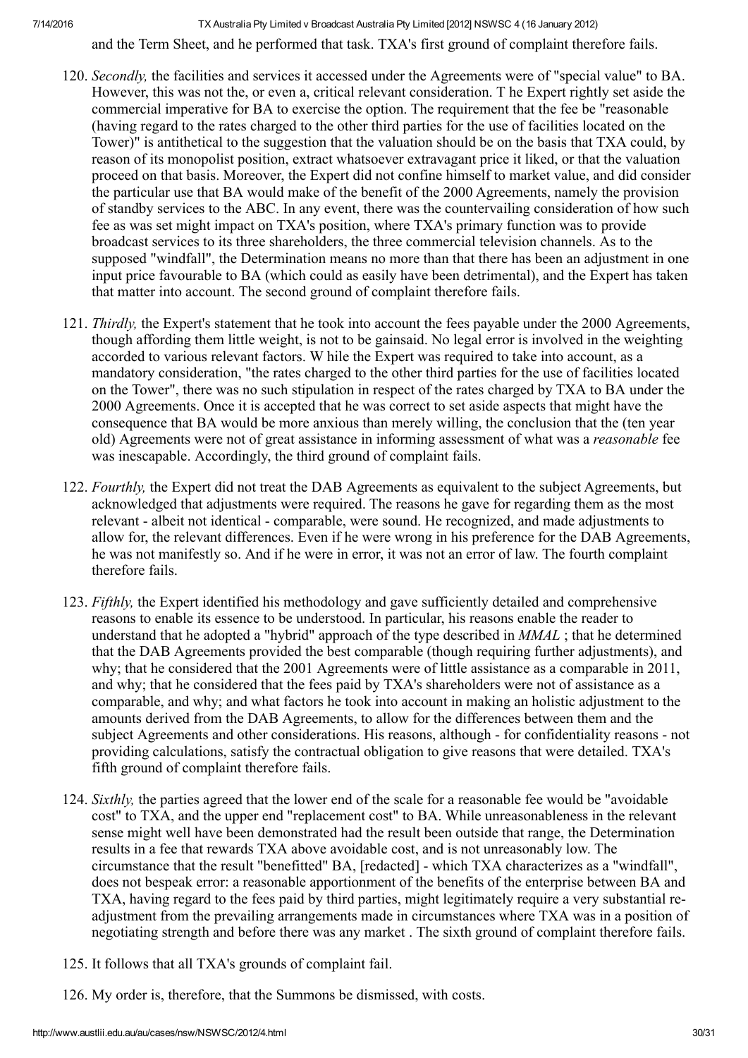and the Term Sheet, and he performed that task. TXA's first ground of complaint therefore fails.

120. *Secondly,* the facilities and services it accessed under the Agreements were of "special value" to BA. However, this was not the, or even a, critical relevant consideration. T he Expert rightly set aside the commercial imperative for BA to exercise the option. The requirement that the fee be "reasonable (having regard to the rates charged to the other third parties for the use of facilities located on the Tower)" is antithetical to the suggestion that the valuation should be on the basis that TXA could, by reason of its monopolist position, extract whatsoever extravagant price it liked, or that the valuation proceed on that basis. Moreover, the Expert did not confine himself to market value, and did consider the particular use that BA would make of the benefit of the 2000 Agreements, namely the provision of standby services to the ABC. In any event, there was the countervailing consideration of how such fee as was set might impact on TXA's position, where TXA's primary function was to provide broadcast services to its three shareholders, the three commercial television channels. As to the supposed "windfall", the Determination means no more than that there has been an adjustment in one input price favourable to BA (which could as easily have been detrimental), and the Expert has taken that matter into account. The second ground of complaint therefore fails.

121. *Thirdly,* the Expert's statement that he took into account the fees payable under the 2000 Agreements, though affording them little weight, is not to be gainsaid. No legal error is involved in the weighting accorded to various relevant factors. W hile the Expert was required to take into account, as a mandatory consideration, "the rates charged to the other third parties for the use of facilities located on the Tower", there was no such stipulation in respect of the rates charged by TXA to BA under the 2000 Agreements. Once it is accepted that he was correct to set aside aspects that might have the consequence that BA would be more anxious than merely willing, the conclusion that the (ten year old) Agreements were not of great assistance in informing assessment of what was a *reasonable* fee was inescapable. Accordingly, the third ground of complaint fails.

122. *Fourthly,* the Expert did not treat the DAB Agreements as equivalent to the subject Agreements, but acknowledged that adjustments were required. The reasons he gave for regarding them as the most relevant - albeit not identical - comparable, were sound. He recognized, and made adjustments to allow for, the relevant differences. Even if he were wrong in his preference for the DAB Agreements, he was not manifestly so. And if he were in error, it was not an error of law. The fourth complaint therefore fails.

123. *Fifthly,* the Expert identified his methodology and gave sufficiently detailed and comprehensive reasons to enable its essence to be understood. In particular, his reasons enable the reader to understand that he adopted a "hybrid" approach of the type described in *MMAL* ; that he determined that the DAB Agreements provided the best comparable (though requiring further adjustments), and why; that he considered that the 2001 Agreements were of little assistance as a comparable in 2011, and why; that he considered that the fees paid by TXA's shareholders were not of assistance as a comparable, and why; and what factors he took into account in making an holistic adjustment to the amounts derived from the DAB Agreements, to allow for the differences between them and the subject Agreements and other considerations. His reasons, although - for confidentiality reasons - not providing calculations, satisfy the contractual obligation to give reasons that were detailed. TXA's fifth ground of complaint therefore fails.

124. *Sixthly,* the parties agreed that the lower end of the scale for a reasonable fee would be "avoidable cost" to TXA, and the upper end "replacement cost" to BA. While unreasonableness in the relevant sense might well have been demonstrated had the result been outside that range, the Determination results in a fee that rewards TXA above avoidable cost, and is not unreasonably low. The circumstance that the result "benefitted" BA, [redacted] - which TXA characterizes as a "windfall", does not bespeak error: a reasonable apportionment of the benefits of the enterprise between BA and TXA, having regard to the fees paid by third parties, might legitimately require a very substantial re-adjustment from the prevailing arrangements made in circumstances where TXA was in a position of negotiating strength and before there was any market . The sixth ground of complaint therefore fails.

125. It follows that all TXA's grounds of complaint fail.

126. My order is, therefore, that the Summons be dismissed, with costs.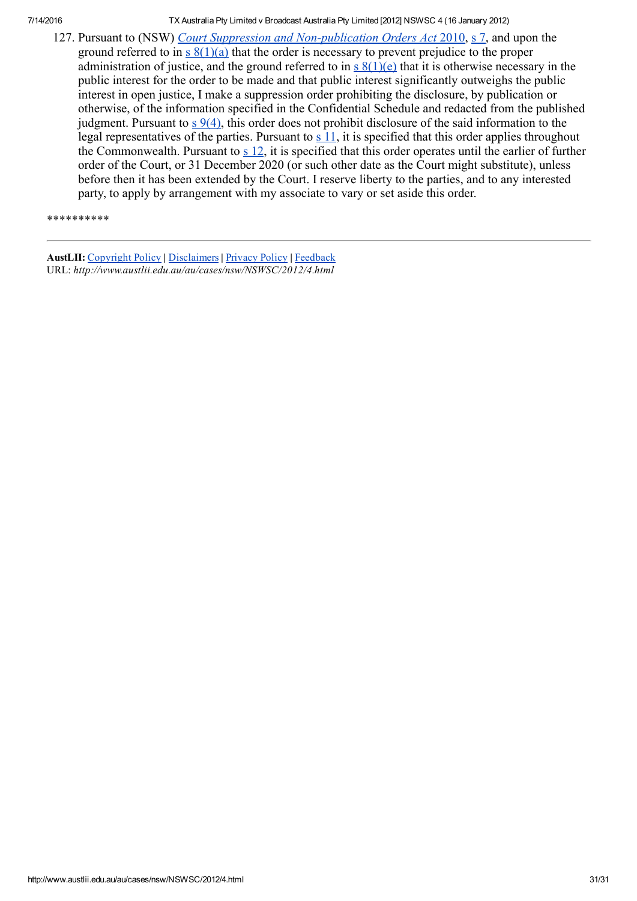127. Pursuant to (NSW) *Court Suppression and Non-publication Orders Act* 2010, s 7, and upon the ground referred to in s 8(1)(a) that the order is necessary to prevent prejudice to the proper administration of justice, and the ground referred to in s 8(1)(e) that it is otherwise necessary in the public interest for the order to be made and that public interest significantly outweighs the public interest in open justice, I make a suppression order prohibiting the disclosure, by publication or otherwise, of the information specified in the Confidential Schedule and redacted from the published judgment. Pursuant to s 9(4), this order does not prohibit disclosure of the said information to the legal representatives of the parties. Pursuant to s 11, it is specified that this order applies throughout the Commonwealth. Pursuant to s 12, it is specified that this order operates until the earlier of further order of the Court, or 31 December 2020 (or such other date as the Court might substitute), unless before then it has been extended by the Court. I reserve liberty to the parties, and to any interested party, to apply by arrangement with my associate to vary or set aside this order.

**********

---

**AustLII:** Copyright Policy | Disclaimers | Privacy Policy | Feedback
URL: *http://www.austlii.edu.au/au/cases/nsw/NSWSC/2012/4.html*